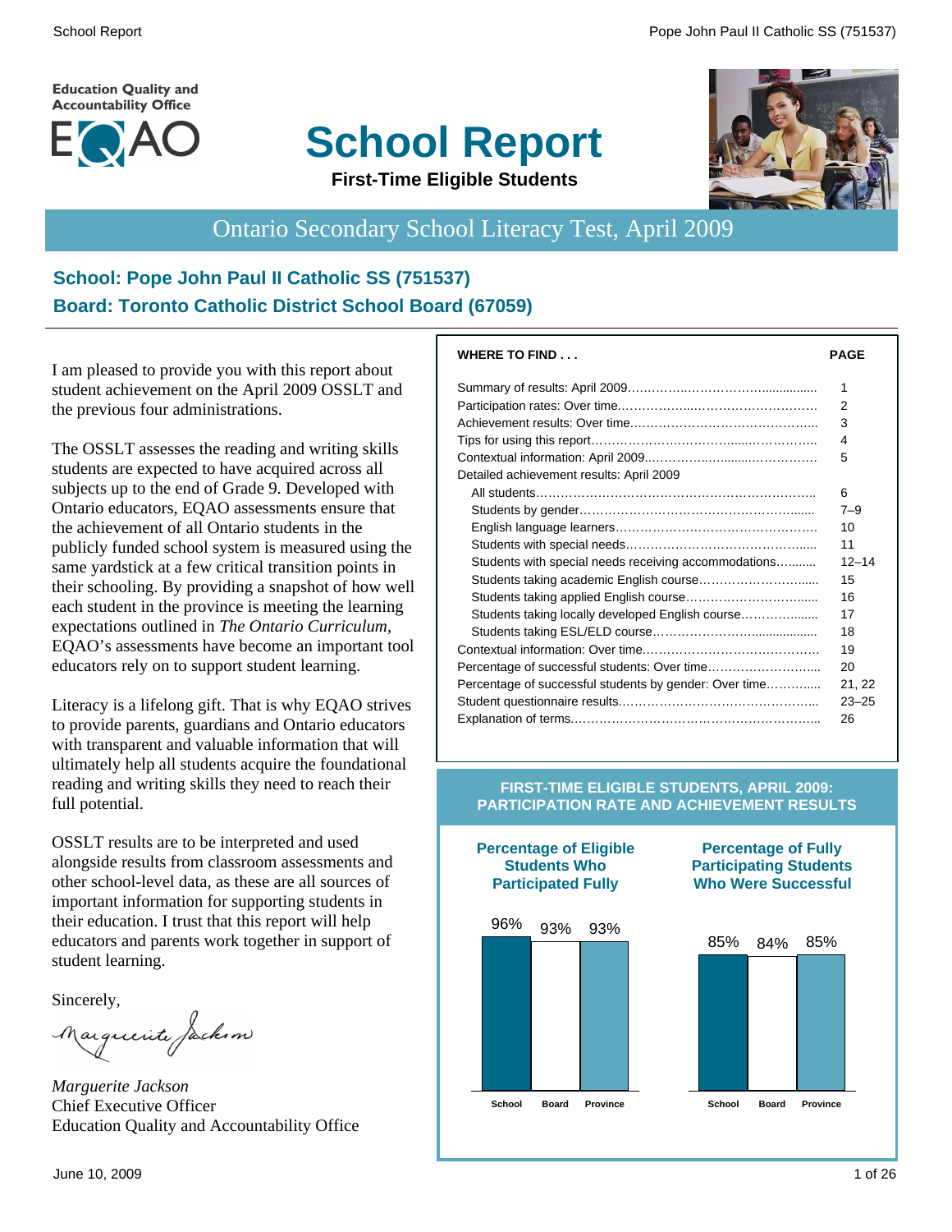Education Quality and Accountability Office

EQAO

# School Report

**First-Time Eligible Students**

## Ontario Secondary School Literacy Test, April 2009

### School: Pope John Paul II Catholic SS (751537)
### Board: Toronto Catholic District School Board (67059)

I am pleased to provide you with this report about student achievement on the April 2009 OSSLT and the previous four administrations.

The OSSLT assesses the reading and writing skills students are expected to have acquired across all subjects up to the end of Grade 9. Developed with Ontario educators, EQAO assessments ensure that the achievement of all Ontario students in the publicly funded school system is measured using the same yardstick at a few critical transition points in their schooling. By providing a snapshot of how well each student in the province is meeting the learning expectations outlined in *The Ontario Curriculum*, EQAO's assessments have become an important tool educators rely on to support student learning.

Literacy is a lifelong gift. That is why EQAO strives to provide parents, guardians and Ontario educators with transparent and valuable information that will ultimately help all students acquire the foundational reading and writing skills they need to reach their full potential.

OSSLT results are to be interpreted and used alongside results from classroom assessments and other school-level data, as these are all sources of important information for supporting students in their education. I trust that this report will help educators and parents work together in support of student learning.

Sincerely,

*Marguerite Jackson*
Chief Executive Officer
Education Quality and Accountability Office

| WHERE TO FIND . . . | PAGE |
|---|---|
| Summary of results: April 2009 | 1 |
| Participation rates: Over time | 2 |
| Achievement results: Over time | 3 |
| Tips for using this report | 4 |
| Contextual information: April 2009 | 5 |
| Detailed achievement results: April 2009 | |
| All students | 6 |
| Students by gender | 7–9 |
| English language learners | 10 |
| Students with special needs | 11 |
| Students with special needs receiving accommodations | 12–14 |
| Students taking academic English course | 15 |
| Students taking applied English course | 16 |
| Students taking locally developed English course | 17 |
| Students taking ESL/ELD course | 18 |
| Contextual information: Over time | 19 |
| Percentage of successful students: Over time | 20 |
| Percentage of successful students by gender: Over time | 21, 22 |
| Student questionnaire results | 23–25 |
| Explanation of terms | 26 |

**FIRST-TIME ELIGIBLE STUDENTS, APRIL 2009: PARTICIPATION RATE AND ACHIEVEMENT RESULTS**

| | School | Board | Province |
|---|---|---|---|
| Percentage of Eligible Students Who Participated Fully | 96% | 93% | 93% |
| Percentage of Fully Participating Students Who Were Successful | 85% | 84% | 85% |

June 10, 2009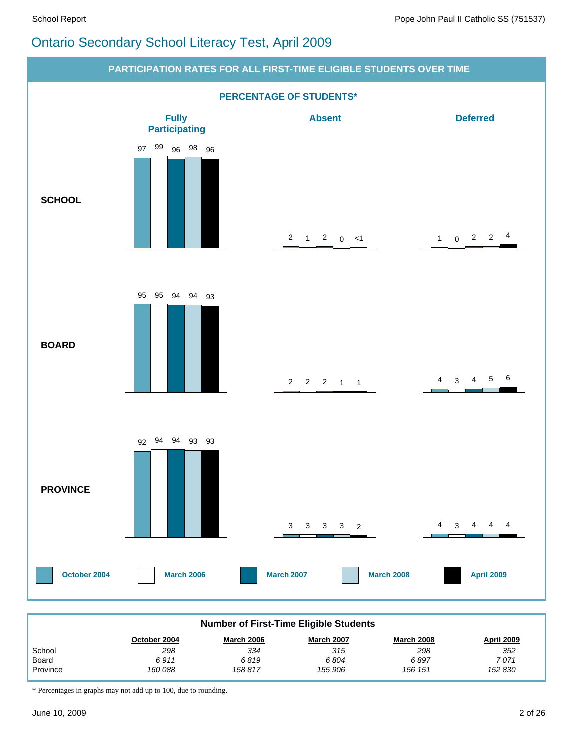# Ontario Secondary School Literacy Test, April 2009

## PARTICIPATION RATES FOR ALL FIRST-TIME ELIGIBLE STUDENTS OVER TIME

### PERCENTAGE OF STUDENTS*

| | | October 2004 | March 2006 | March 2007 | March 2008 | April 2009 |
|---|---|---|---|---|---|---|
| **SCHOOL** | Fully Participating | 97 | 99 | 96 | 98 | 96 |
| | Absent | 2 | 1 | 2 | 0 | <1 |
| | Deferred | 1 | 0 | 2 | 2 | 4 |
| **BOARD** | Fully Participating | 95 | 95 | 94 | 94 | 93 |
| | Absent | 2 | 2 | 2 | 1 | 1 |
| | Deferred | 4 | 3 | 4 | 5 | 6 |
| **PROVINCE** | Fully Participating | 92 | 94 | 94 | 93 | 93 |
| | Absent | 3 | 3 | 3 | 3 | 2 |
| | Deferred | 4 | 3 | 4 | 4 | 4 |

### Number of First-Time Eligible Students

| | October 2004 | March 2006 | March 2007 | March 2008 | April 2009 |
|---|---|---|---|---|---|
| School | 298 | 334 | 315 | 298 | 352 |
| Board | 6 911 | 6 819 | 6 804 | 6 897 | 7 071 |
| Province | 160 088 | 158 817 | 155 906 | 156 151 | 152 830 |

* Percentages in graphs may not add up to 100, due to rounding.

June 10, 2009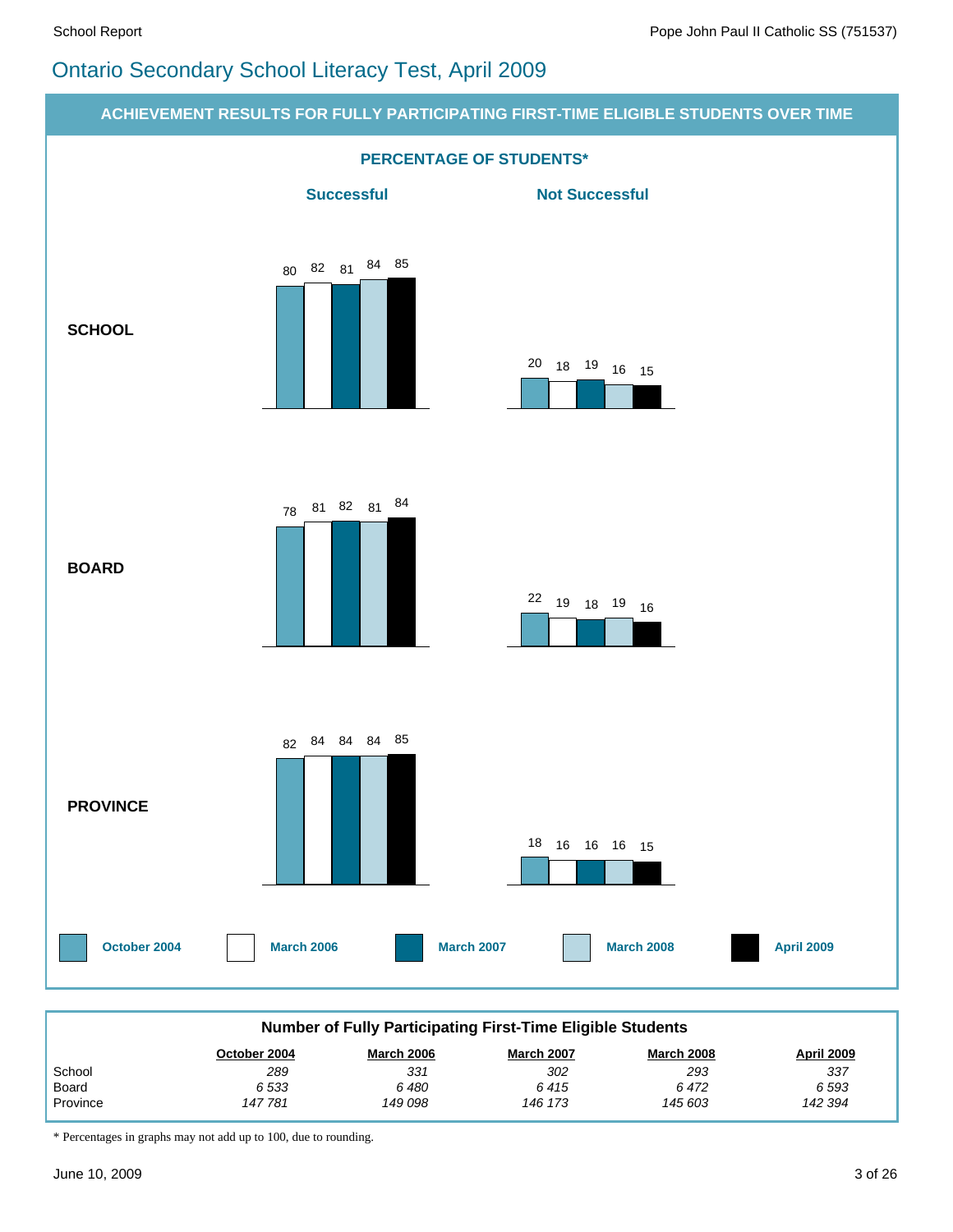# Ontario Secondary School Literacy Test, April 2009

## ACHIEVEMENT RESULTS FOR FULLY PARTICIPATING FIRST-TIME ELIGIBLE STUDENTS OVER TIME

### PERCENTAGE OF STUDENTS*

| | | Successful | | | | | Not Successful | | | | |
|---|---|---|---|---|---|---|---|---|---|---|---|
| | | October 2004 | March 2006 | March 2007 | March 2008 | April 2009 | October 2004 | March 2006 | March 2007 | March 2008 | April 2009 |
| **SCHOOL** | | 80 | 82 | 81 | 84 | 85 | 20 | 18 | 19 | 16 | 15 |
| **BOARD** | | 78 | 81 | 82 | 81 | 84 | 22 | 19 | 18 | 19 | 16 |
| **PROVINCE** | | 82 | 84 | 84 | 84 | 85 | 18 | 16 | 16 | 16 | 15 |

### Number of Fully Participating First-Time Eligible Students

| | October 2004 | March 2006 | March 2007 | March 2008 | April 2009 |
|---|---|---|---|---|---|
| School | *289* | *331* | *302* | *293* | *337* |
| Board | *6 533* | *6 480* | *6 415* | *6 472* | *6 593* |
| Province | *147 781* | *149 098* | *146 173* | *145 603* | *142 394* |

* Percentages in graphs may not add up to 100, due to rounding.

June 10, 2009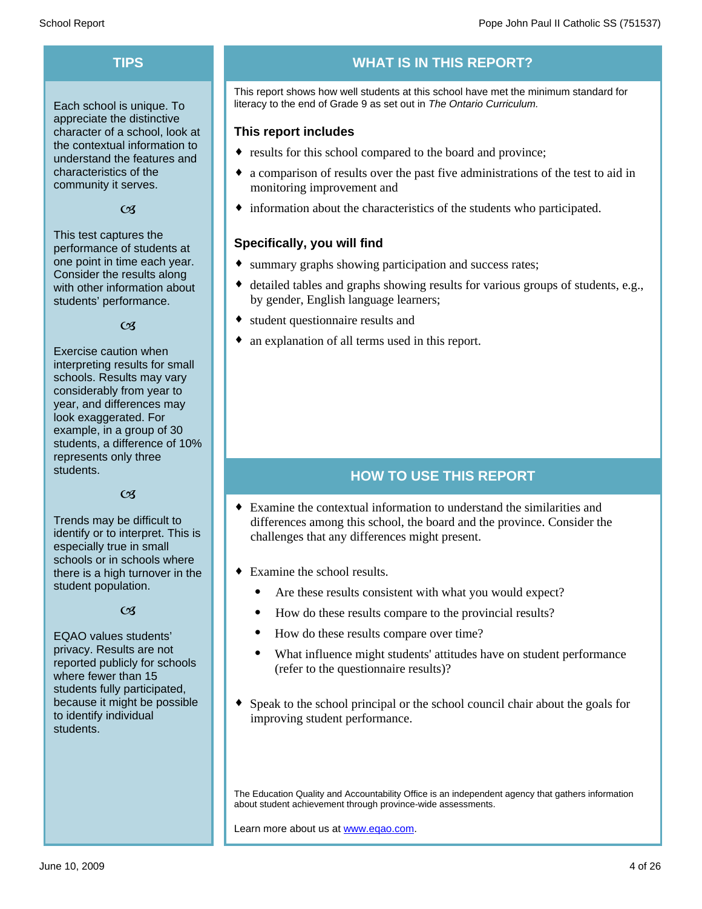## TIPS

Each school is unique. To appreciate the distinctive character of a school, look at the contextual information to understand the features and characteristics of the community it serves.

Ꞵ

This test captures the performance of students at one point in time each year. Consider the results along with other information about students' performance.

Ꞵ

Exercise caution when interpreting results for small schools. Results may vary considerably from year to year, and differences may look exaggerated. For example, in a group of 30 students, a difference of 10% represents only three students.

Ꞵ

Trends may be difficult to identify or to interpret. This is especially true in small schools or in schools where there is a high turnover in the student population.

Ꞵ

EQAO values students' privacy. Results are not reported publicly for schools where fewer than 15 students fully participated, because it might be possible to identify individual students.

## WHAT IS IN THIS REPORT?

This report shows how well students at this school have met the minimum standard for literacy to the end of Grade 9 as set out in *The Ontario Curriculum.*

### This report includes

- results for this school compared to the board and province;
- a comparison of results over the past five administrations of the test to aid in monitoring improvement and
- information about the characteristics of the students who participated.

### Specifically, you will find

- summary graphs showing participation and success rates;
- detailed tables and graphs showing results for various groups of students, e.g., by gender, English language learners;
- student questionnaire results and
- an explanation of all terms used in this report.

## HOW TO USE THIS REPORT

- Examine the contextual information to understand the similarities and differences among this school, the board and the province. Consider the challenges that any differences might present.
- Examine the school results.
  - Are these results consistent with what you would expect?
  - How do these results compare to the provincial results?
  - How do these results compare over time?
  - What influence might students' attitudes have on student performance (refer to the questionnaire results)?
- Speak to the school principal or the school council chair about the goals for improving student performance.

The Education Quality and Accountability Office is an independent agency that gathers information about student achievement through province-wide assessments.

Learn more about us at www.eqao.com.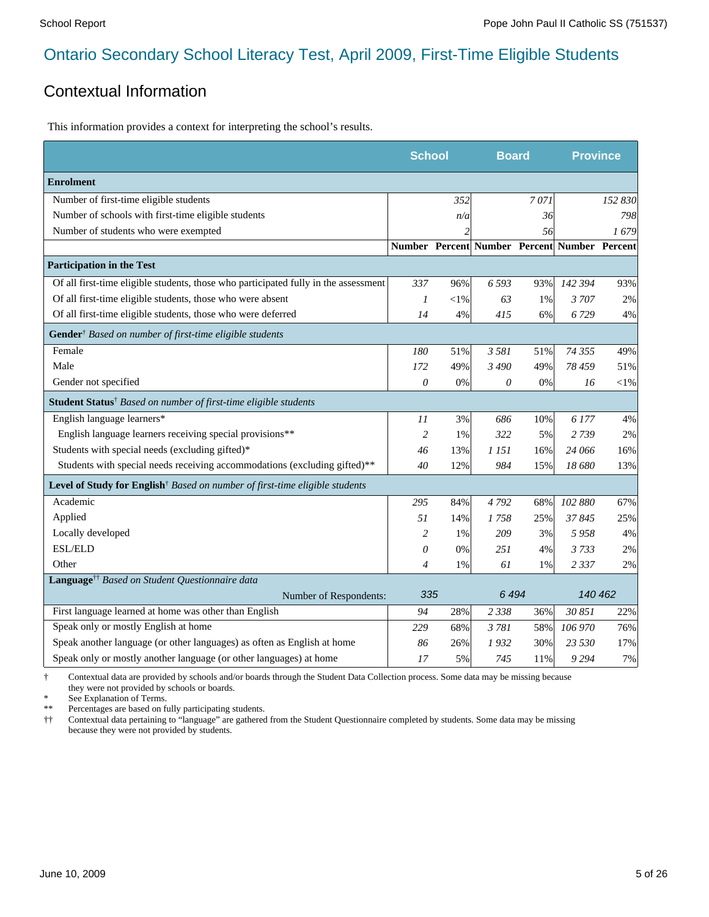# Ontario Secondary School Literacy Test, April 2009, First-Time Eligible Students

## Contextual Information

This information provides a context for interpreting the school's results.

| | School | | Board | | Province | |
|---|---|---|---|---|---|---|
| **Enrolment** | | | | | | |
| Number of first-time eligible students | | 352 | | 7 071 | | 152 830 |
| Number of schools with first-time eligible students | | n/a | | 36 | | 798 |
| Number of students who were exempted | | 2 | | 56 | | 1 679 |
| | **Number** | **Percent** | **Number** | **Percent** | **Number** | **Percent** |
| **Participation in the Test** | | | | | | |
| Of all first-time eligible students, those who participated fully in the assessment | 337 | 96% | 6 593 | 93% | 142 394 | 93% |
| Of all first-time eligible students, those who were absent | 1 | <1% | 63 | 1% | 3 707 | 2% |
| Of all first-time eligible students, those who were deferred | 14 | 4% | 415 | 6% | 6 729 | 4% |
| **Gender**† *Based on number of first-time eligible students* | | | | | | |
| Female | 180 | 51% | 3 581 | 51% | 74 355 | 49% |
| Male | 172 | 49% | 3 490 | 49% | 78 459 | 51% |
| Gender not specified | 0 | 0% | 0 | 0% | 16 | <1% |
| **Student Status**† *Based on number of first-time eligible students* | | | | | | |
| English language learners* | 11 | 3% | 686 | 10% | 6 177 | 4% |
| English language learners receiving special provisions** | 2 | 1% | 322 | 5% | 2 739 | 2% |
| Students with special needs (excluding gifted)* | 46 | 13% | 1 151 | 16% | 24 066 | 16% |
| Students with special needs receiving accommodations (excluding gifted)** | 40 | 12% | 984 | 15% | 18 680 | 13% |
| **Level of Study for English**† *Based on number of first-time eligible students* | | | | | | |
| Academic | 295 | 84% | 4 792 | 68% | 102 880 | 67% |
| Applied | 51 | 14% | 1 758 | 25% | 37 845 | 25% |
| Locally developed | 2 | 1% | 209 | 3% | 5 958 | 4% |
| ESL/ELD | 0 | 0% | 251 | 4% | 3 733 | 2% |
| Other | 4 | 1% | 61 | 1% | 2 337 | 2% |
| **Language**†† *Based on Student Questionnaire data* | | | | | | |
| Number of Respondents: | 335 | | 6 494 | | 140 462 | |
| First language learned at home was other than English | 94 | 28% | 2 338 | 36% | 30 851 | 22% |
| Speak only or mostly English at home | 229 | 68% | 3 781 | 58% | 106 970 | 76% |
| Speak another language (or other languages) as often as English at home | 86 | 26% | 1 932 | 30% | 23 530 | 17% |
| Speak only or mostly another language (or other languages) at home | 17 | 5% | 745 | 11% | 9 294 | 7% |

† Contextual data are provided by schools and/or boards through the Student Data Collection process. Some data may be missing because they were not provided by schools or boards.

\* See Explanation of Terms.

\** Percentages are based on fully participating students.

†† Contextual data pertaining to "language" are gathered from the Student Questionnaire completed by students. Some data may be missing because they were not provided by students.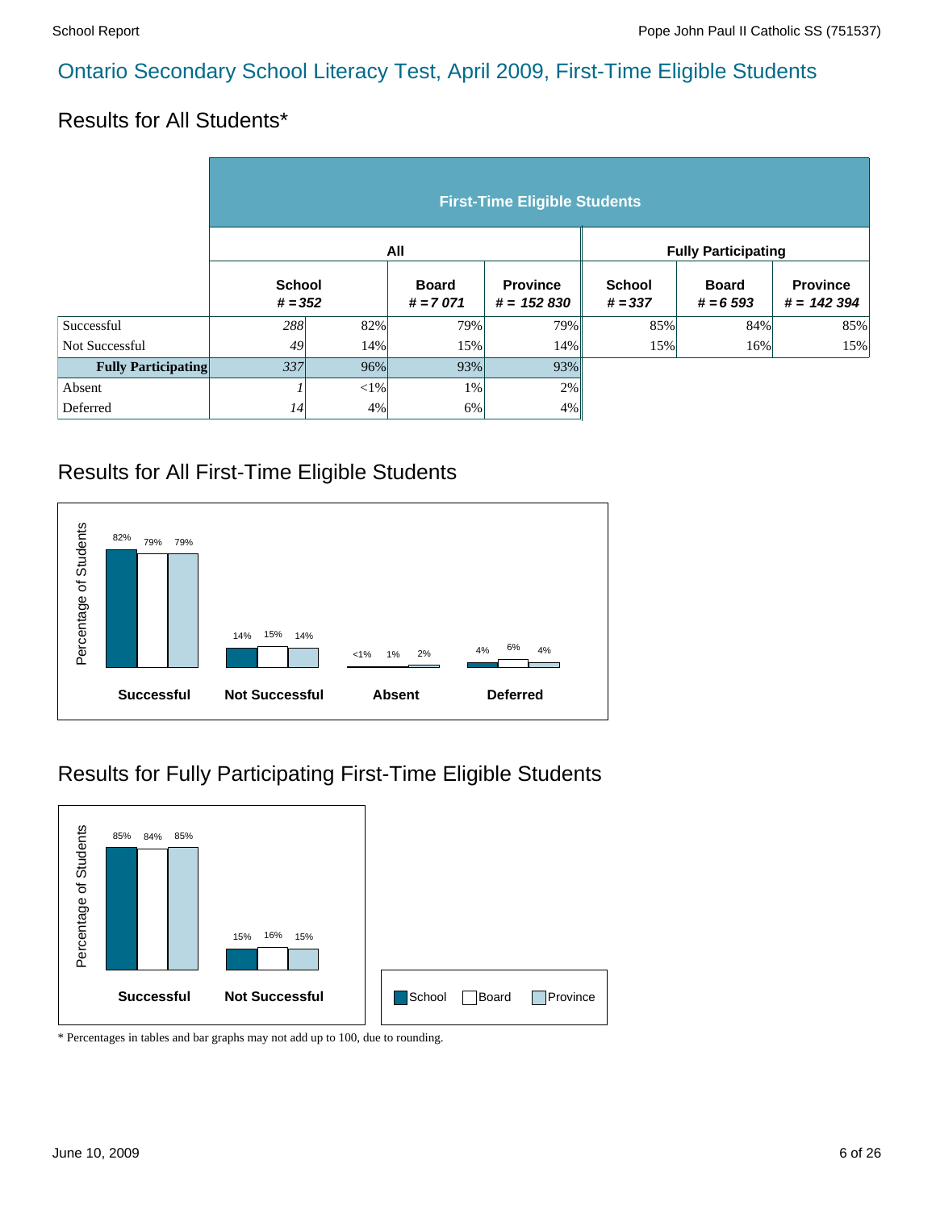# Ontario Secondary School Literacy Test, April 2009, First-Time Eligible Students

## Results for All Students*

| | First-Time Eligible Students | | | | | | |
|---|---|---|---|---|---|---|---|
| | All | | | | Fully Participating | | |
| | School # = 352 | | Board # = 7 071 | Province # = 152 830 | School # = 337 | Board # = 6 593 | Province # = 142 394 |
| Successful | 288 | 82% | 79% | 79% | 85% | 84% | 85% |
| Not Successful | 49 | 14% | 15% | 14% | 15% | 16% | 15% |
| **Fully Participating** | 337 | 96% | 93% | 93% | | | |
| Absent | 1 | <1% | 1% | 2% | | | |
| Deferred | 14 | 4% | 6% | 4% | | | |

## Results for All First-Time Eligible Students

| Percentage of Students | School | Board | Province |
|---|---|---|---|
| Successful | 82% | 79% | 79% |
| Not Successful | 14% | 15% | 14% |
| Absent | <1% | 1% | 2% |
| Deferred | 4% | 6% | 4% |

## Results for Fully Participating First-Time Eligible Students

| Percentage of Students | School | Board | Province |
|---|---|---|---|
| Successful | 85% | 84% | 85% |
| Not Successful | 15% | 16% | 15% |

* Percentages in tables and bar graphs may not add up to 100, due to rounding.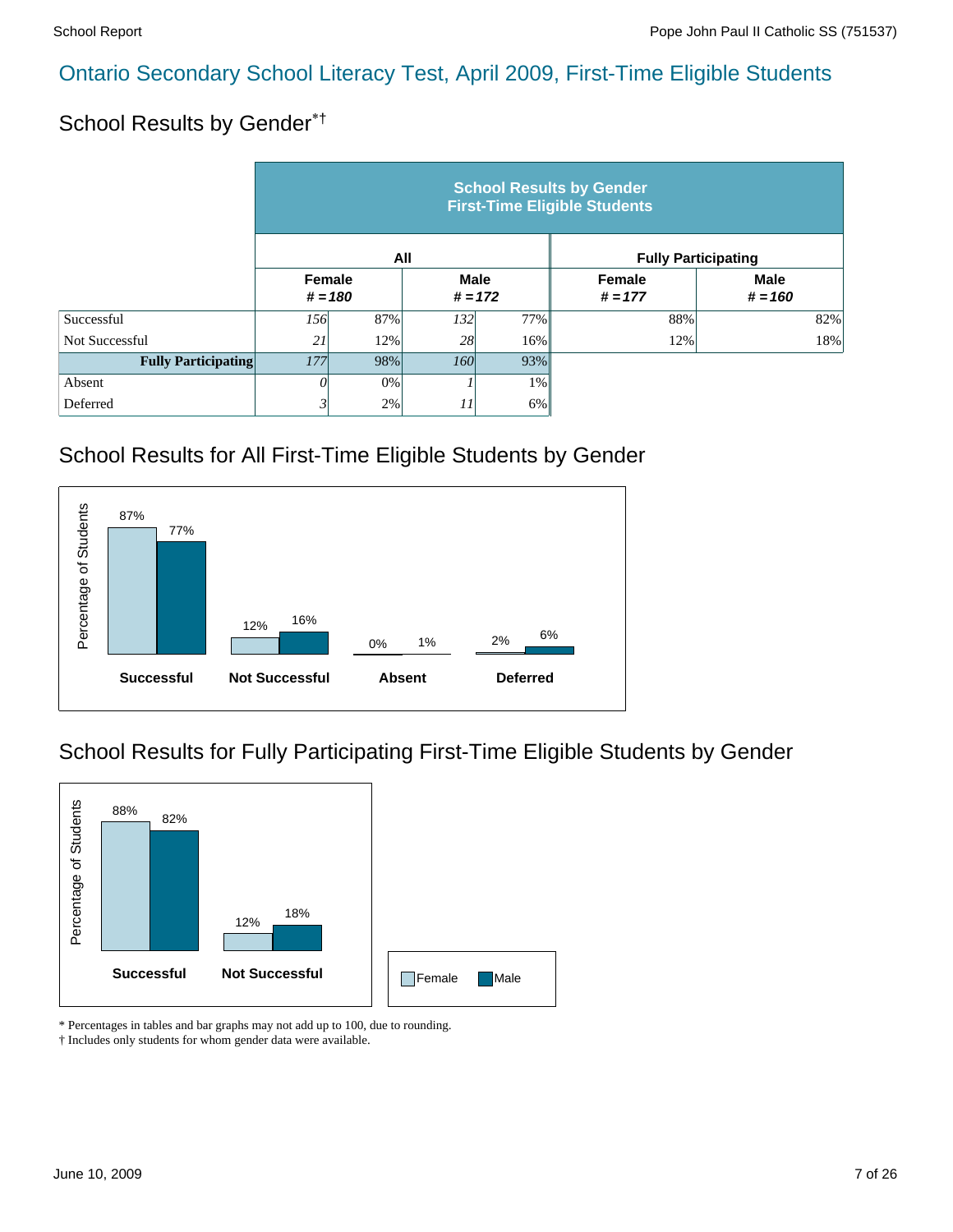## Ontario Secondary School Literacy Test, April 2009, First-Time Eligible Students

### School Results by Gender*†

| | School Results by Gender First-Time Eligible Students | | | | | |
|---|---|---|---|---|---|---|
| | All | | | | Fully Participating | |
| | Female # = 180 | | Male # = 172 | | Female # = 177 | Male # = 160 |
| Successful | 156 | 87% | 132 | 77% | 88% | 82% |
| Not Successful | 21 | 12% | 28 | 16% | 12% | 18% |
| **Fully Participating** | 177 | 98% | 160 | 93% | | |
| Absent | 0 | 0% | 1 | 1% | | |
| Deferred | 3 | 2% | 11 | 6% | | |

### School Results for All First-Time Eligible Students by Gender

| Percentage of Students | Successful | Not Successful | Absent | Deferred |
|---|---|---|---|---|
| Female | 87% | 12% | 0% | 2% |
| Male | 77% | 16% | 1% | 6% |

### School Results for Fully Participating First-Time Eligible Students by Gender

| Percentage of Students | Successful | Not Successful |
|---|---|---|
| Female | 88% | 12% |
| Male | 82% | 18% |

\* Percentages in tables and bar graphs may not add up to 100, due to rounding.
† Includes only students for whom gender data were available.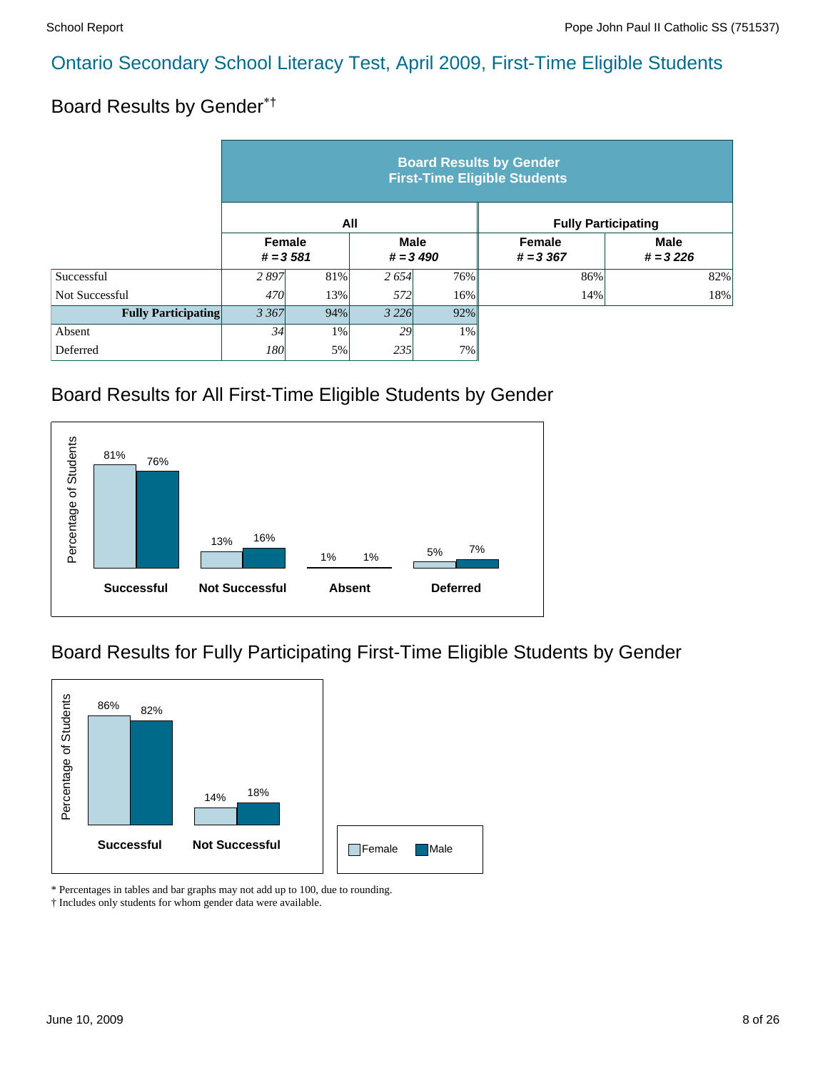# Ontario Secondary School Literacy Test, April 2009, First-Time Eligible Students

## Board Results by Gender*†

| | Board Results by Gender First-Time Eligible Students | | | | | |
|---|---|---|---|---|---|---|
| | All | | | | Fully Participating | |
| | Female # = 3 581 | | Male # = 3 490 | | Female # = 3 367 | Male # = 3 226 |
| Successful | *2 897* | 81% | *2 654* | 76% | 86% | 82% |
| Not Successful | *470* | 13% | *572* | 16% | 14% | 18% |
| **Fully Participating** | *3 367* | 94% | *3 226* | 92% | | |
| Absent | *34* | 1% | *29* | 1% | | |
| Deferred | *180* | 5% | *235* | 7% | | |

## Board Results for All First-Time Eligible Students by Gender

| Percentage of Students | Female | Male |
|---|---|---|
| Successful | 81% | 76% |
| Not Successful | 13% | 16% |
| Absent | 1% | 1% |
| Deferred | 5% | 7% |

## Board Results for Fully Participating First-Time Eligible Students by Gender

| Percentage of Students | Female | Male |
|---|---|---|
| Successful | 86% | 82% |
| Not Successful | 14% | 18% |

\* Percentages in tables and bar graphs may not add up to 100, due to rounding.
† Includes only students for whom gender data were available.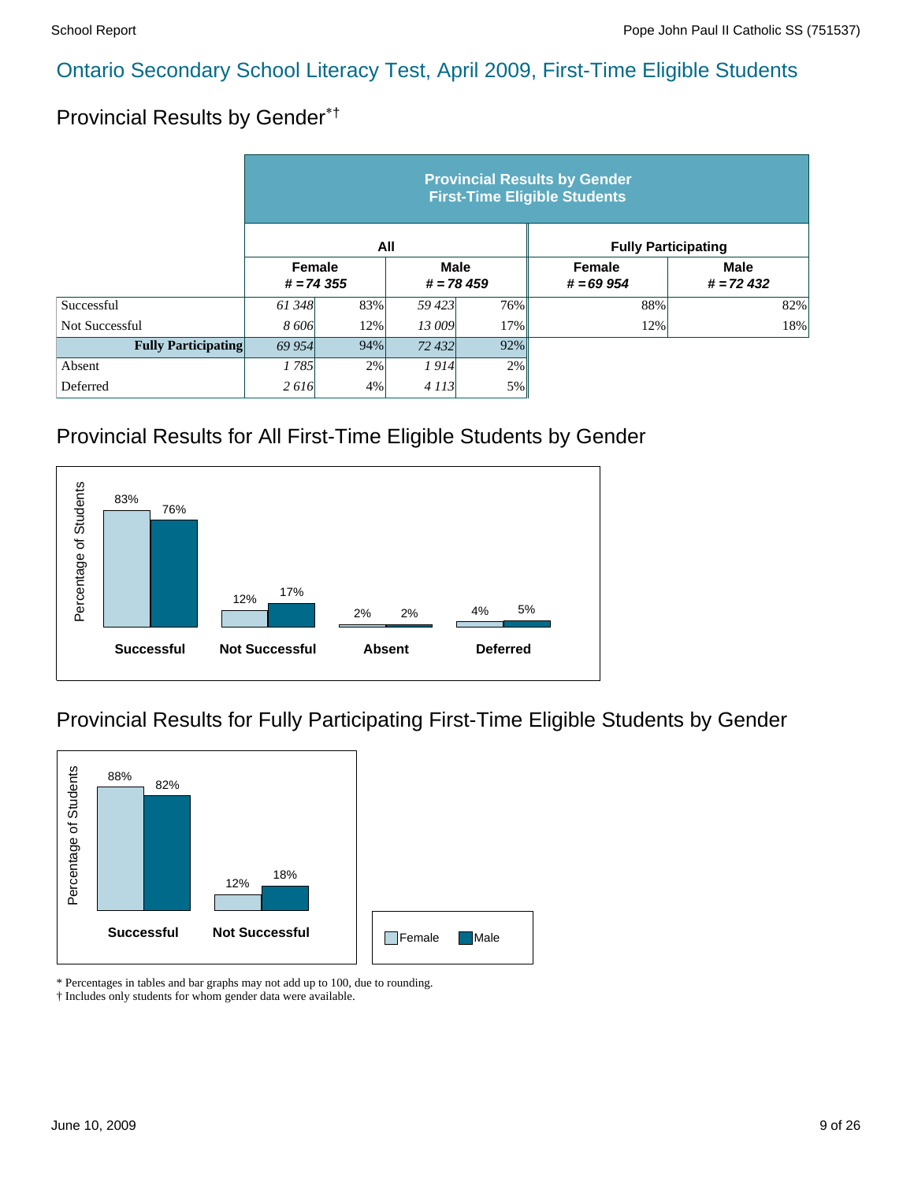## Ontario Secondary School Literacy Test, April 2009, First-Time Eligible Students

### Provincial Results by Gender*†

| | Provincial Results by Gender First-Time Eligible Students | | | | | |
|---|---|---|---|---|---|---|
| | All | | | | Fully Participating | |
| | Female # = 74 355 | | Male # = 78 459 | | Female # = 69 954 | Male # = 72 432 |
| Successful | 61 348 | 83% | 59 423 | 76% | 88% | 82% |
| Not Successful | 8 606 | 12% | 13 009 | 17% | 12% | 18% |
| **Fully Participating** | 69 954 | 94% | 72 432 | 92% | | |
| Absent | 1 785 | 2% | 1 914 | 2% | | |
| Deferred | 2 616 | 4% | 4 113 | 5% | | |

### Provincial Results for All First-Time Eligible Students by Gender

| | Female | Male |
|---|---|---|
| Successful | 83% | 76% |
| Not Successful | 12% | 17% |
| Absent | 2% | 2% |
| Deferred | 4% | 5% |

### Provincial Results for Fully Participating First-Time Eligible Students by Gender

| | Female | Male |
|---|---|---|
| Successful | 88% | 82% |
| Not Successful | 12% | 18% |

\* Percentages in tables and bar graphs may not add up to 100, due to rounding.
† Includes only students for whom gender data were available.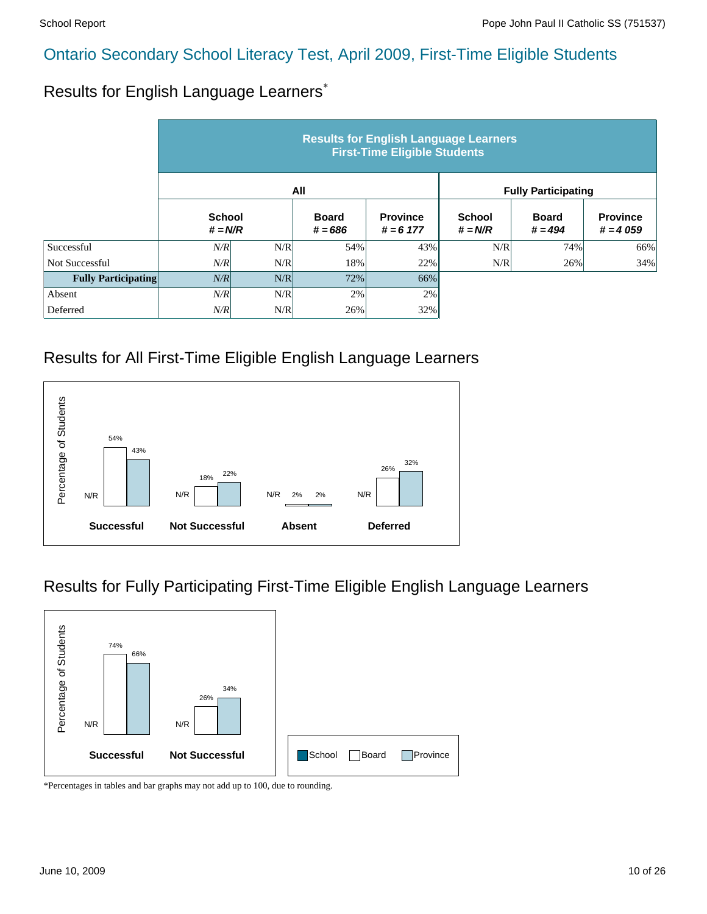# Ontario Secondary School Literacy Test, April 2009, First-Time Eligible Students

## Results for English Language Learners*

| | Results for English Language Learners First-Time Eligible Students | | | | | | |
|---|---|---|---|---|---|---|---|
| | All | | | | Fully Participating | | |
| | School # = N/R | | Board # = 686 | Province # = 6 177 | School # = N/R | Board # = 494 | Province # = 4 059 |
| Successful | N/R | N/R | 54% | 43% | N/R | 74% | 66% |
| Not Successful | N/R | N/R | 18% | 22% | N/R | 26% | 34% |
| **Fully Participating** | N/R | N/R | 72% | 66% | | | |
| Absent | N/R | N/R | 2% | 2% | | | |
| Deferred | N/R | N/R | 26% | 32% | | | |

## Results for All First-Time Eligible English Language Learners

| | School | Board | Province |
|---|---|---|---|
| Successful | N/R | 54% | 43% |
| Not Successful | N/R | 18% | 22% |
| Absent | N/R | 2% | 2% |
| Deferred | N/R | 26% | 32% |

## Results for Fully Participating First-Time Eligible English Language Learners

| | School | Board | Province |
|---|---|---|---|
| Successful | N/R | 74% | 66% |
| Not Successful | N/R | 26% | 34% |

*Percentages in tables and bar graphs may not add up to 100, due to rounding.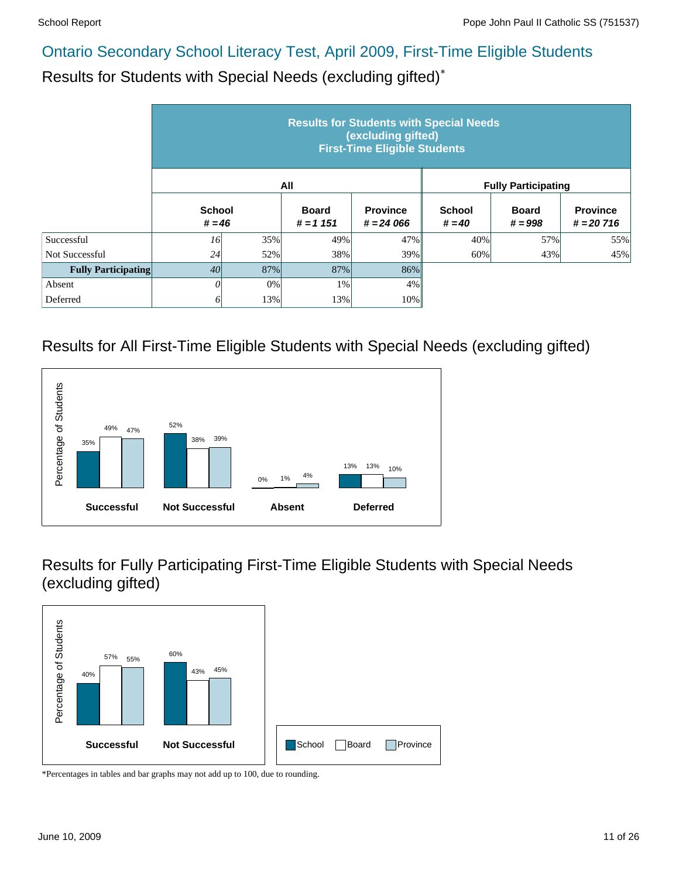## Ontario Secondary School Literacy Test, April 2009, First-Time Eligible Students

### Results for Students with Special Needs (excluding gifted)*

| | **Results for Students with Special Needs (excluding gifted) First-Time Eligible Students** | | | | | | |
|---|---|---|---|---|---|---|---|
| | **All** | | | | **Fully Participating** | | |
| | **School # = 46** | | **Board # = 1 151** | **Province # = 24 066** | **School # = 40** | **Board # = 998** | **Province # = 20 716** |
| Successful | 16 | 35% | 49% | 47% | 40% | 57% | 55% |
| Not Successful | 24 | 52% | 38% | 39% | 60% | 43% | 45% |
| **Fully Participating** | 40 | 87% | 87% | 86% | | | |
| Absent | 0 | 0% | 1% | 4% | | | |
| Deferred | 6 | 13% | 13% | 10% | | | |

### Results for All First-Time Eligible Students with Special Needs (excluding gifted)

| | School | Board | Province |
|---|---|---|---|
| Successful | 35% | 49% | 47% |
| Not Successful | 52% | 38% | 39% |
| Absent | 0% | 1% | 4% |
| Deferred | 13% | 13% | 10% |

### Results for Fully Participating First-Time Eligible Students with Special Needs (excluding gifted)

| | School | Board | Province |
|---|---|---|---|
| Successful | 40% | 57% | 55% |
| Not Successful | 60% | 43% | 45% |

*Percentages in tables and bar graphs may not add up to 100, due to rounding.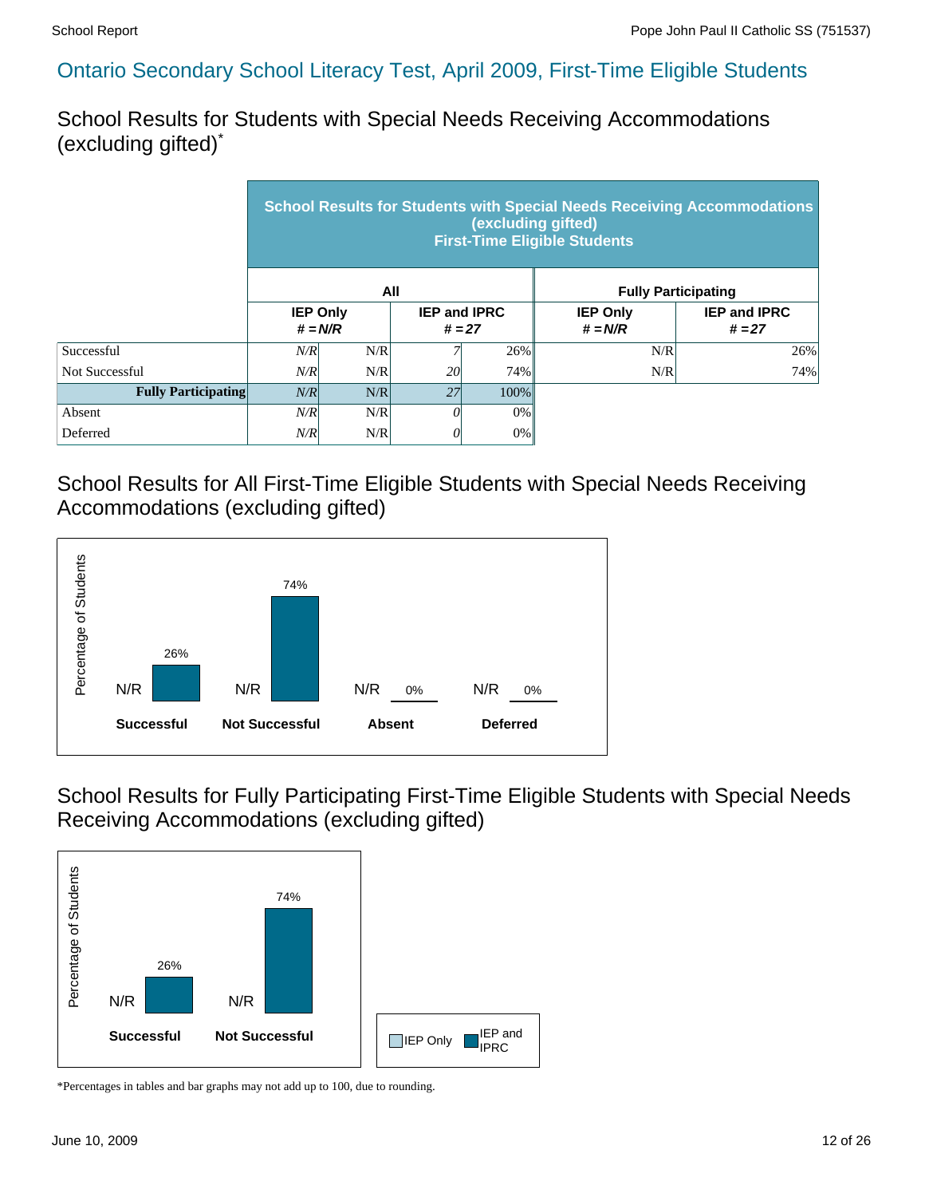## Ontario Secondary School Literacy Test, April 2009, First-Time Eligible Students

### School Results for Students with Special Needs Receiving Accommodations (excluding gifted)*

| | School Results for Students with Special Needs Receiving Accommodations (excluding gifted) First-Time Eligible Students | | | | | |
|---|---|---|---|---|---|---|
| | All | | | | Fully Participating | |
| | IEP Only # = N/R | | IEP and IPRC # = 27 | | IEP Only # = N/R | IEP and IPRC # = 27 |
| Successful | *N/R* | N/R | *7* | 26% | N/R | 26% |
| Not Successful | *N/R* | N/R | *20* | 74% | N/R | 74% |
| **Fully Participating** | *N/R* | N/R | *27* | 100% | | |
| Absent | *N/R* | N/R | *0* | 0% | | |
| Deferred | *N/R* | N/R | *0* | 0% | | |

### School Results for All First-Time Eligible Students with Special Needs Receiving Accommodations (excluding gifted)

| | IEP Only | IEP and IPRC |
|---|---|---|
| Successful | N/R | 26% |
| Not Successful | N/R | 74% |
| Absent | N/R | 0% |
| Deferred | N/R | 0% |

### School Results for Fully Participating First-Time Eligible Students with Special Needs Receiving Accommodations (excluding gifted)

| | IEP Only | IEP and IPRC |
|---|---|---|
| Successful | N/R | 26% |
| Not Successful | N/R | 74% |

*Percentages in tables and bar graphs may not add up to 100, due to rounding.

June 10, 2009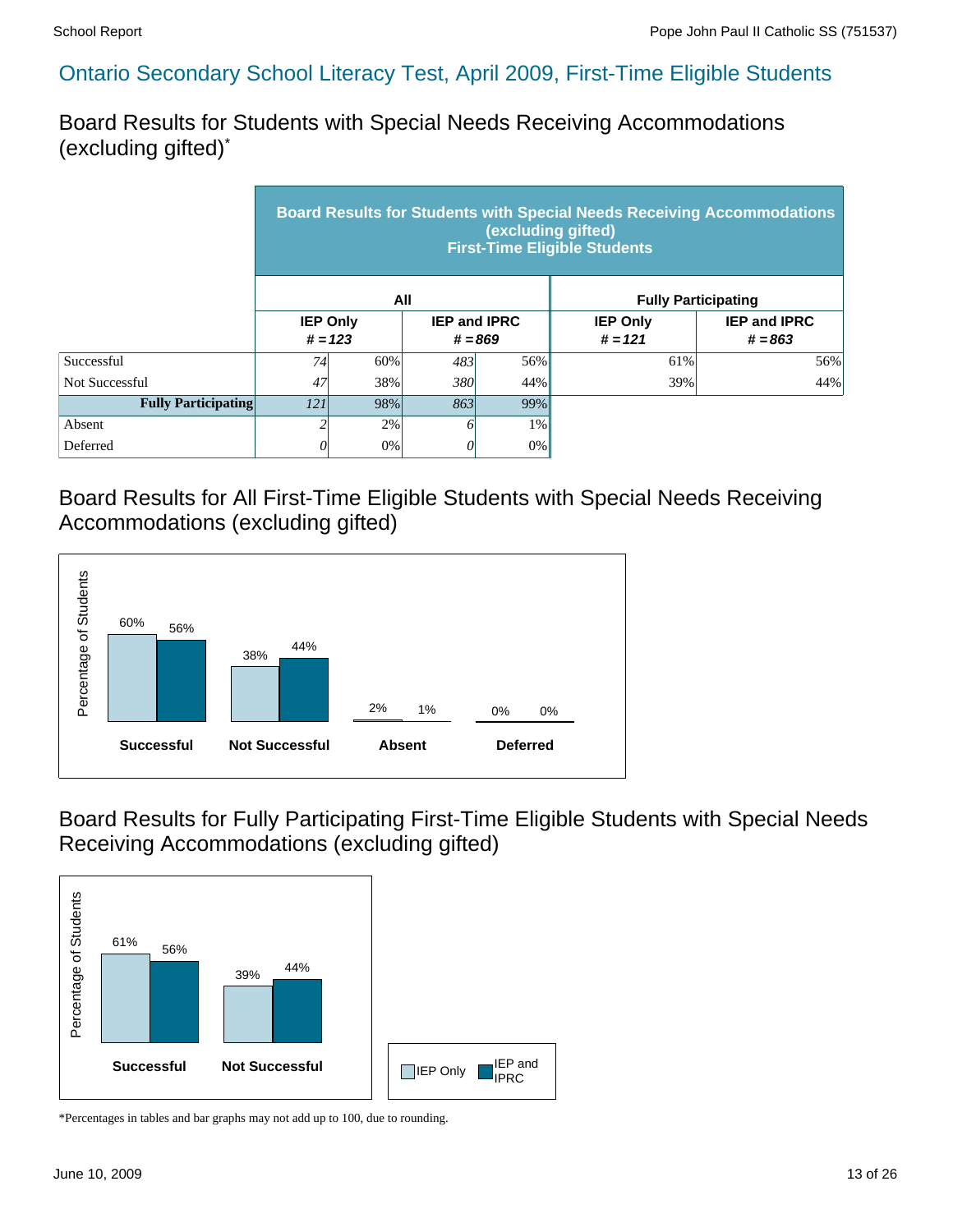## Ontario Secondary School Literacy Test, April 2009, First-Time Eligible Students

### Board Results for Students with Special Needs Receiving Accommodations (excluding gifted)*

| | Board Results for Students with Special Needs Receiving Accommodations (excluding gifted) First-Time Eligible Students | | | | | |
|---|---|---|---|---|---|---|
| | All | | | | Fully Participating | |
| | IEP Only # = 123 | | IEP and IPRC # = 869 | | IEP Only # = 121 | IEP and IPRC # = 863 |
| Successful | *74* | 60% | *483* | 56% | 61% | 56% |
| Not Successful | *47* | 38% | *380* | 44% | 39% | 44% |
| **Fully Participating** | *121* | 98% | *863* | 99% | | |
| Absent | *2* | 2% | *6* | 1% | | |
| Deferred | *0* | 0% | *0* | 0% | | |

### Board Results for All First-Time Eligible Students with Special Needs Receiving Accommodations (excluding gifted)

| Percentage of Students | IEP Only | IEP and IPRC |
|---|---|---|
| Successful | 60% | 56% |
| Not Successful | 38% | 44% |
| Absent | 2% | 1% |
| Deferred | 0% | 0% |

### Board Results for Fully Participating First-Time Eligible Students with Special Needs Receiving Accommodations (excluding gifted)

| Percentage of Students | IEP Only | IEP and IPRC |
|---|---|---|
| Successful | 61% | 56% |
| Not Successful | 39% | 44% |

*Percentages in tables and bar graphs may not add up to 100, due to rounding.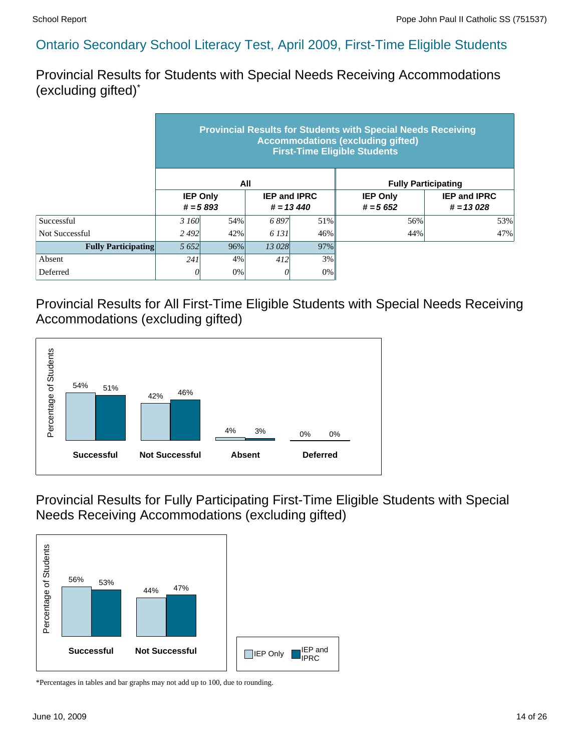## Ontario Secondary School Literacy Test, April 2009, First-Time Eligible Students

### Provincial Results for Students with Special Needs Receiving Accommodations (excluding gifted)*

| | **Provincial Results for Students with Special Needs Receiving Accommodations (excluding gifted) First-Time Eligible Students** | | | | | |
|---|---|---|---|---|---|---|
| | **All** | | | | **Fully Participating** | |
| | **IEP Only** *# = 5 893* | | **IEP and IPRC** *# = 13 440* | | **IEP Only** *# = 5 652* | **IEP and IPRC** *# = 13 028* |
| Successful | *3 160* | 54% | *6 897* | 51% | 56% | 53% |
| Not Successful | *2 492* | 42% | *6 131* | 46% | 44% | 47% |
| **Fully Participating** | *5 652* | 96% | *13 028* | 97% | | |
| Absent | *241* | 4% | *412* | 3% | | |
| Deferred | *0* | 0% | *0* | 0% | | |

### Provincial Results for All First-Time Eligible Students with Special Needs Receiving Accommodations (excluding gifted)

| Percentage of Students | IEP Only | IEP and IPRC |
|---|---|---|
| **Successful** | 54% | 51% |
| **Not Successful** | 42% | 46% |
| **Absent** | 4% | 3% |
| **Deferred** | 0% | 0% |

### Provincial Results for Fully Participating First-Time Eligible Students with Special Needs Receiving Accommodations (excluding gifted)

| Percentage of Students | IEP Only | IEP and IPRC |
|---|---|---|
| **Successful** | 56% | 53% |
| **Not Successful** | 44% | 47% |

*Percentages in tables and bar graphs may not add up to 100, due to rounding.

June 10, 2009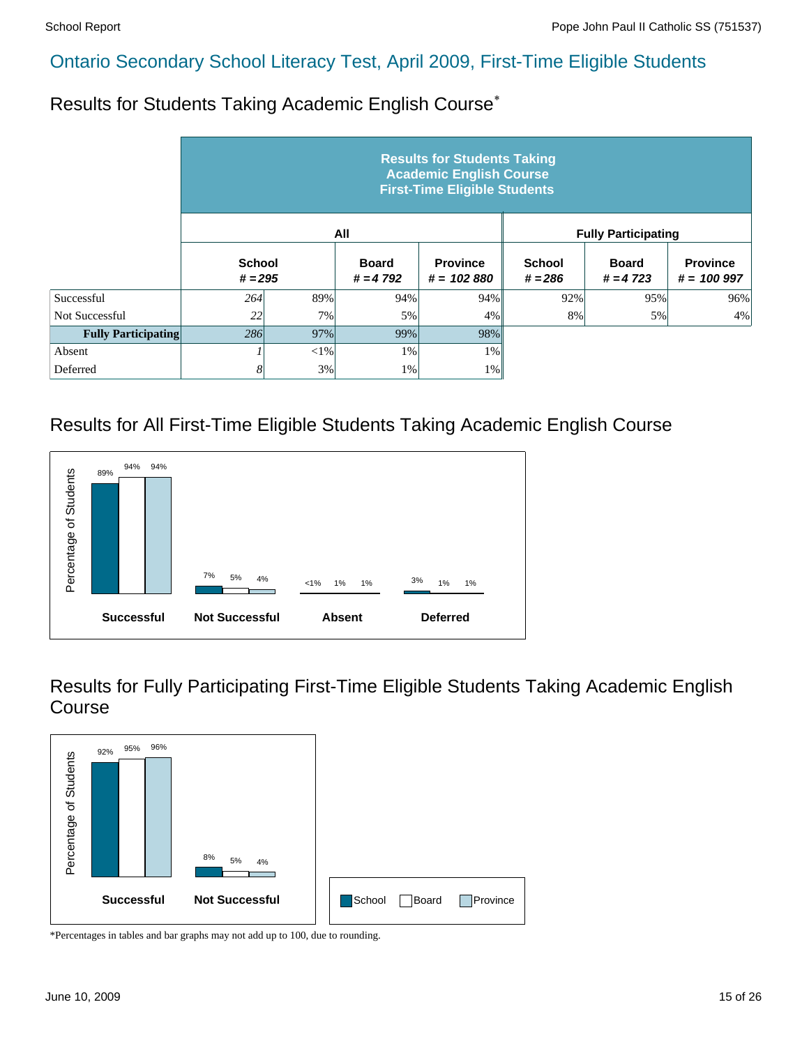## Ontario Secondary School Literacy Test, April 2009, First-Time Eligible Students

### Results for Students Taking Academic English Course*

| | Results for Students Taking Academic English Course First-Time Eligible Students | | | | | | |
|---|---|---|---|---|---|---|---|
| | All | | | | Fully Participating | | |
| | School # = 295 | | Board # = 4 792 | Province # = 102 880 | School # = 286 | Board # = 4 723 | Province # = 100 997 |
| Successful | 264 | 89% | 94% | 94% | 92% | 95% | 96% |
| Not Successful | 22 | 7% | 5% | 4% | 8% | 5% | 4% |
| **Fully Participating** | 286 | 97% | 99% | 98% | | | |
| Absent | 1 | <1% | 1% | 1% | | | |
| Deferred | 8 | 3% | 1% | 1% | | | |

### Results for All First-Time Eligible Students Taking Academic English Course

| Percentage of Students | School | Board | Province |
|---|---|---|---|
| Successful | 89% | 94% | 94% |
| Not Successful | 7% | 5% | 4% |
| Absent | <1% | 1% | 1% |
| Deferred | 3% | 1% | 1% |

### Results for Fully Participating First-Time Eligible Students Taking Academic English Course

| Percentage of Students | School | Board | Province |
|---|---|---|---|
| Successful | 92% | 95% | 96% |
| Not Successful | 8% | 5% | 4% |

*Percentages in tables and bar graphs may not add up to 100, due to rounding.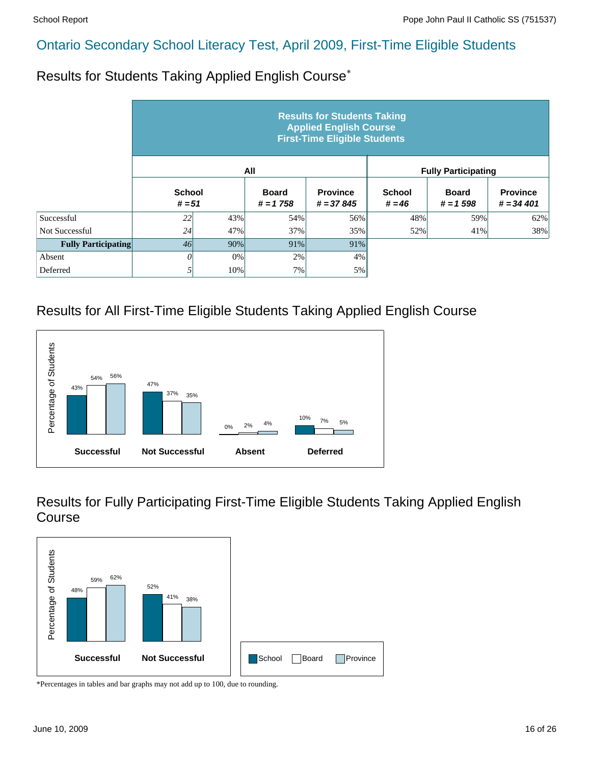## Ontario Secondary School Literacy Test, April 2009, First-Time Eligible Students

### Results for Students Taking Applied English Course*

| | Results for Students Taking Applied English Course First-Time Eligible Students | | | | | | |
|---|---|---|---|---|---|---|---|
| | All | | | | Fully Participating | | |
| | School # = 51 | | Board # = 1 758 | Province # = 37 845 | School # = 46 | Board # = 1 598 | Province # = 34 401 |
| Successful | 22 | 43% | 54% | 56% | 48% | 59% | 62% |
| Not Successful | 24 | 47% | 37% | 35% | 52% | 41% | 38% |
| **Fully Participating** | 46 | 90% | 91% | 91% | | | |
| Absent | 0 | 0% | 2% | 4% | | | |
| Deferred | 5 | 10% | 7% | 5% | | | |

### Results for All First-Time Eligible Students Taking Applied English Course

| | School | Board | Province |
|---|---|---|---|
| Successful | 43% | 54% | 56% |
| Not Successful | 47% | 37% | 35% |
| Absent | 0% | 2% | 4% |
| Deferred | 10% | 7% | 5% |

### Results for Fully Participating First-Time Eligible Students Taking Applied English Course

| | School | Board | Province |
|---|---|---|---|
| Successful | 48% | 59% | 62% |
| Not Successful | 52% | 41% | 38% |

*Percentages in tables and bar graphs may not add up to 100, due to rounding.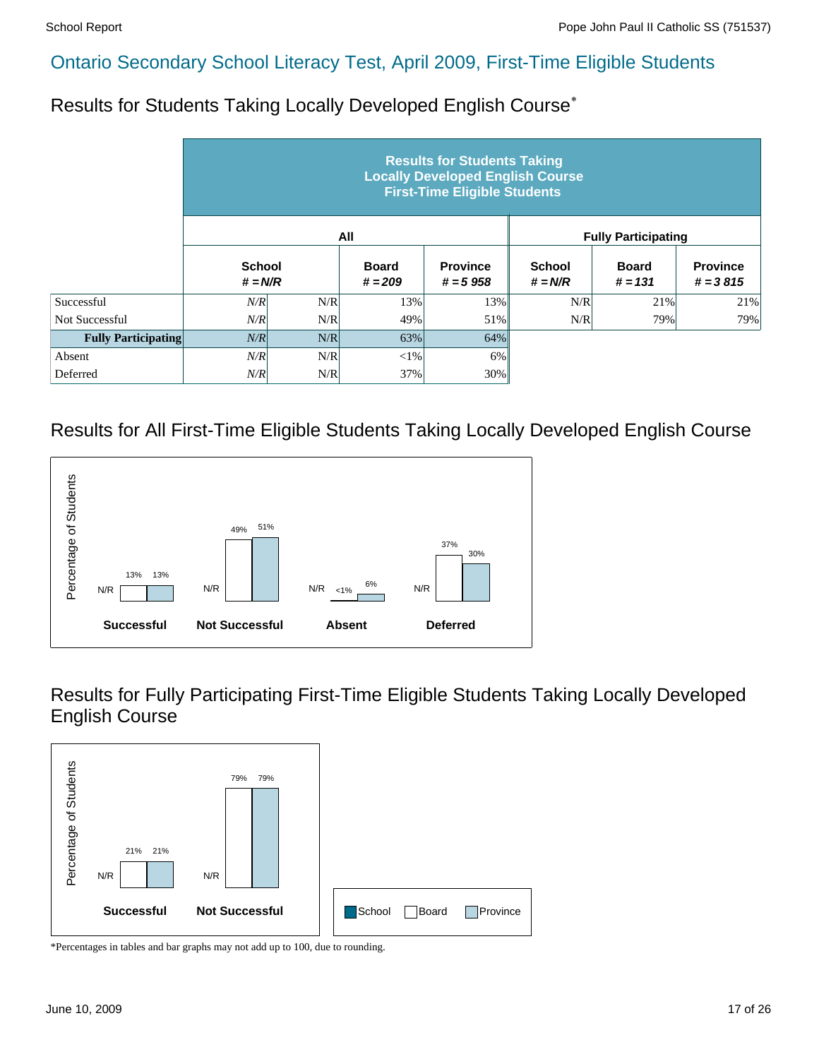## Ontario Secondary School Literacy Test, April 2009, First-Time Eligible Students

### Results for Students Taking Locally Developed English Course*

| | Results for Students Taking Locally Developed English Course First-Time Eligible Students | | | | | | |
|---|---|---|---|---|---|---|---|
| | All | | | | Fully Participating | | |
| | School # = N/R | | Board # = 209 | Province # = 5 958 | School # = N/R | Board # = 131 | Province # = 3 815 |
| Successful | N/R | N/R | 13% | 13% | N/R | 21% | 21% |
| Not Successful | N/R | N/R | 49% | 51% | N/R | 79% | 79% |
| **Fully Participating** | N/R | N/R | 63% | 64% | | | |
| Absent | N/R | N/R | <1% | 6% | | | |
| Deferred | N/R | N/R | 37% | 30% | | | |

### Results for All First-Time Eligible Students Taking Locally Developed English Course

| Percentage of Students | School | Board | Province |
|---|---|---|---|
| Successful | N/R | 13% | 13% |
| Not Successful | N/R | 49% | 51% |
| Absent | N/R | <1% | 6% |
| Deferred | N/R | 37% | 30% |

### Results for Fully Participating First-Time Eligible Students Taking Locally Developed English Course

| Percentage of Students | School | Board | Province |
|---|---|---|---|
| Successful | N/R | 21% | 21% |
| Not Successful | N/R | 79% | 79% |

School | Board | Province

*Percentages in tables and bar graphs may not add up to 100, due to rounding.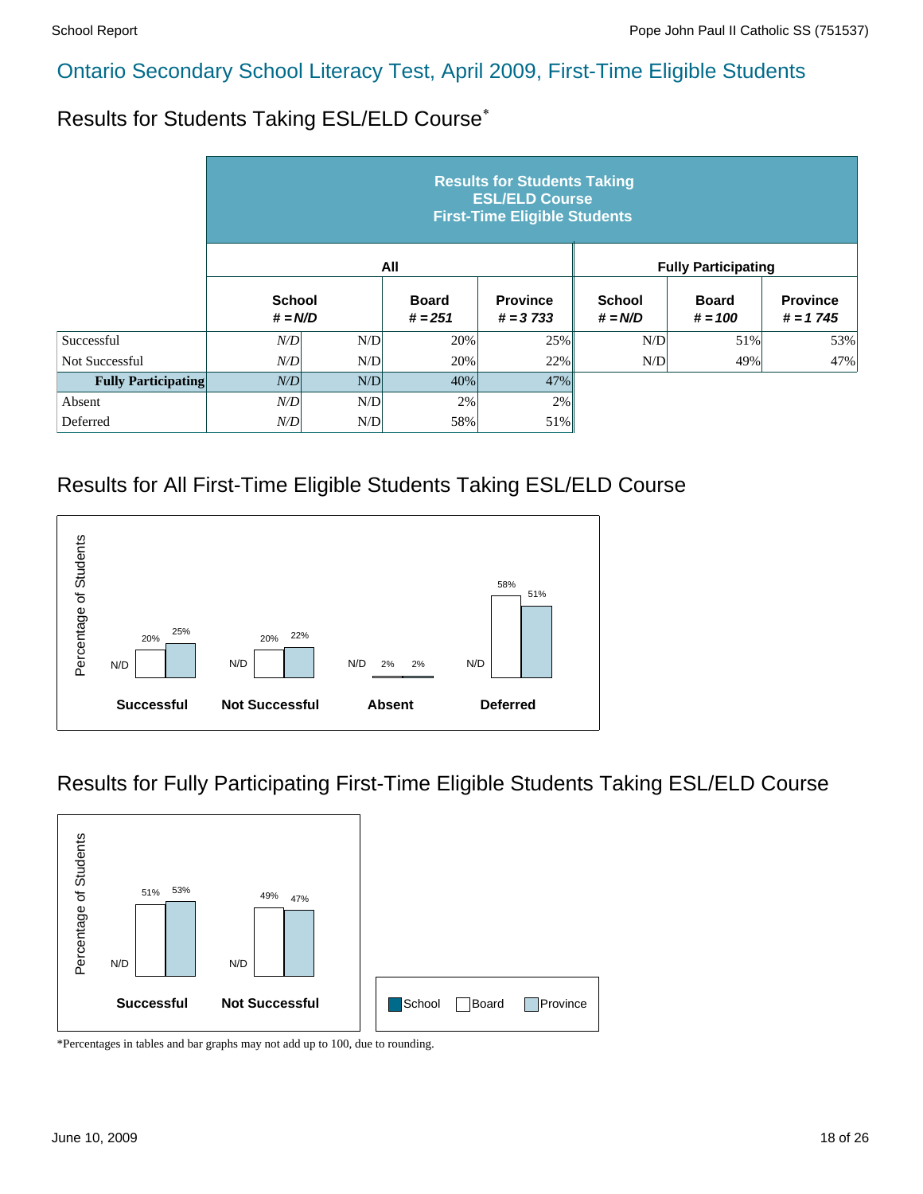# Ontario Secondary School Literacy Test, April 2009, First-Time Eligible Students

## Results for Students Taking ESL/ELD Course*

| | Results for Students Taking ESL/ELD Course First-Time Eligible Students | | | | | | |
|---|---|---|---|---|---|---|---|
| | All | | | | Fully Participating | | |
| | School # = N/D | | Board # = 251 | Province # = 3 733 | School # = N/D | Board # = 100 | Province # = 1 745 |
| Successful | *N/D* | N/D | 20% | 25% | N/D | 51% | 53% |
| Not Successful | *N/D* | N/D | 20% | 22% | N/D | 49% | 47% |
| **Fully Participating** | *N/D* | N/D | 40% | 47% | | | |
| Absent | *N/D* | N/D | 2% | 2% | | | |
| Deferred | *N/D* | N/D | 58% | 51% | | | |

## Results for All First-Time Eligible Students Taking ESL/ELD Course

| | School | Board | Province |
|---|---|---|---|
| Successful | N/D | 20% | 25% |
| Not Successful | N/D | 20% | 22% |
| Absent | N/D | 2% | 2% |
| Deferred | N/D | 58% | 51% |

## Results for Fully Participating First-Time Eligible Students Taking ESL/ELD Course

| | School | Board | Province |
|---|---|---|---|
| Successful | N/D | 51% | 53% |
| Not Successful | N/D | 49% | 47% |

*Percentages in tables and bar graphs may not add up to 100, due to rounding.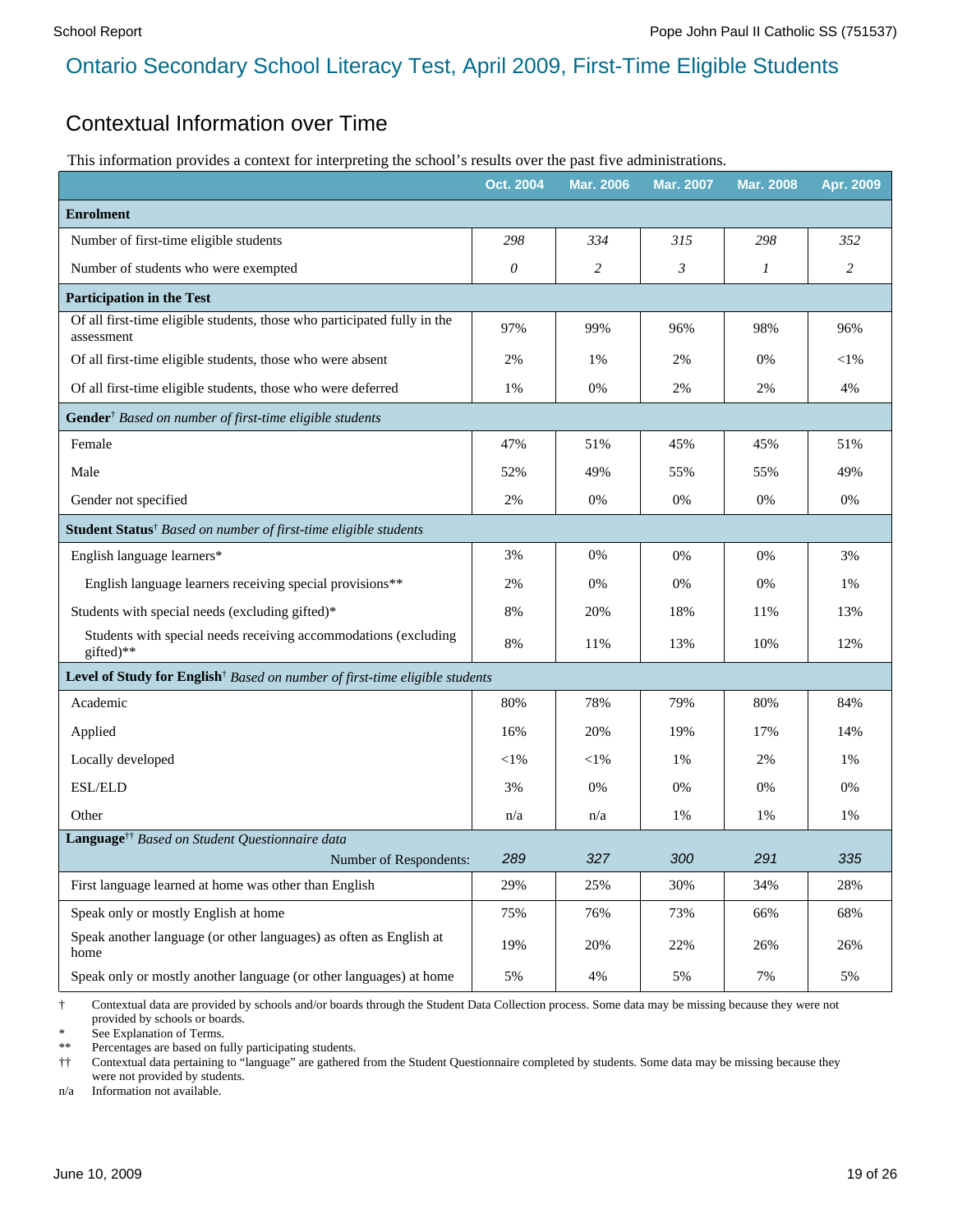# Ontario Secondary School Literacy Test, April 2009, First-Time Eligible Students

## Contextual Information over Time

This information provides a context for interpreting the school's results over the past five administrations.

| | Oct. 2004 | Mar. 2006 | Mar. 2007 | Mar. 2008 | Apr. 2009 |
|---|---|---|---|---|---|
| **Enrolment** | | | | | |
| Number of first-time eligible students | *298* | *334* | *315* | *298* | *352* |
| Number of students who were exempted | *0* | *2* | *3* | *1* | *2* |
| **Participation in the Test** | | | | | |
| Of all first-time eligible students, those who participated fully in the assessment | 97% | 99% | 96% | 98% | 96% |
| Of all first-time eligible students, those who were absent | 2% | 1% | 2% | 0% | <1% |
| Of all first-time eligible students, those who were deferred | 1% | 0% | 2% | 2% | 4% |
| **Gender**† *Based on number of first-time eligible students* | | | | | |
| Female | 47% | 51% | 45% | 45% | 51% |
| Male | 52% | 49% | 55% | 55% | 49% |
| Gender not specified | 2% | 0% | 0% | 0% | 0% |
| **Student Status**† *Based on number of first-time eligible students* | | | | | |
| English language learners* | 3% | 0% | 0% | 0% | 3% |
| English language learners receiving special provisions** | 2% | 0% | 0% | 0% | 1% |
| Students with special needs (excluding gifted)* | 8% | 20% | 18% | 11% | 13% |
| Students with special needs receiving accommodations (excluding gifted)** | 8% | 11% | 13% | 10% | 12% |
| **Level of Study for English**† *Based on number of first-time eligible students* | | | | | |
| Academic | 80% | 78% | 79% | 80% | 84% |
| Applied | 16% | 20% | 19% | 17% | 14% |
| Locally developed | <1% | <1% | 1% | 2% | 1% |
| ESL/ELD | 3% | 0% | 0% | 0% | 0% |
| Other | n/a | n/a | 1% | 1% | 1% |
| **Language**†† *Based on Student Questionnaire data* — Number of Respondents: | *289* | *327* | *300* | *291* | *335* |
| First language learned at home was other than English | 29% | 25% | 30% | 34% | 28% |
| Speak only or mostly English at home | 75% | 76% | 73% | 66% | 68% |
| Speak another language (or other languages) as often as English at home | 19% | 20% | 22% | 26% | 26% |
| Speak only or mostly another language (or other languages) at home | 5% | 4% | 5% | 7% | 5% |

† Contextual data are provided by schools and/or boards through the Student Data Collection process. Some data may be missing because they were not provided by schools or boards.

\* See Explanation of Terms.

** Percentages are based on fully participating students.

†† Contextual data pertaining to "language" are gathered from the Student Questionnaire completed by students. Some data may be missing because they were not provided by students.

n/a Information not available.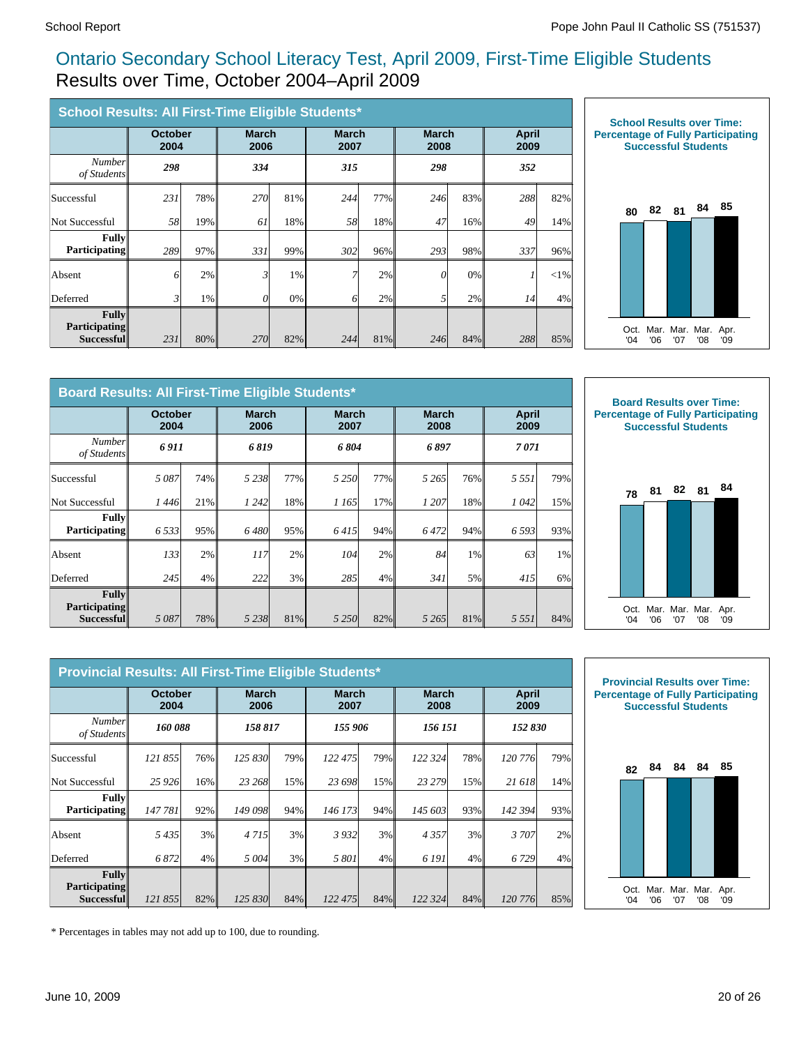# Ontario Secondary School Literacy Test, April 2009, First-Time Eligible Students

## Results over Time, October 2004–April 2009

### School Results: All First-Time Eligible Students*

| | October 2004 | | March 2006 | | March 2007 | | March 2008 | | April 2009 | |
|---|---|---|---|---|---|---|---|---|---|---|
| *Number of Students* | **298** | | **334** | | **315** | | **298** | | **352** | |
| Successful | 231 | 78% | 270 | 81% | 244 | 77% | 246 | 83% | 288 | 82% |
| Not Successful | 58 | 19% | 61 | 18% | 58 | 18% | 47 | 16% | 49 | 14% |
| **Fully Participating** | 289 | 97% | 331 | 99% | 302 | 96% | 293 | 98% | 337 | 96% |
| Absent | 6 | 2% | 3 | 1% | 7 | 2% | 0 | 0% | 1 | <1% |
| Deferred | 3 | 1% | 0 | 0% | 6 | 2% | 5 | 2% | 14 | 4% |
| **Fully Participating Successful** | 231 | 80% | 270 | 82% | 244 | 81% | 246 | 84% | 288 | 85% |

**School Results over Time: Percentage of Fully Participating Successful Students**

| Oct. '04 | Mar. '06 | Mar. '07 | Mar. '08 | Apr. '09 |
|---|---|---|---|---|
| 80 | 82 | 81 | 84 | 85 |

### Board Results: All First-Time Eligible Students*

| | October 2004 | | March 2006 | | March 2007 | | March 2008 | | April 2009 | |
|---|---|---|---|---|---|---|---|---|---|---|
| *Number of Students* | **6 911** | | **6 819** | | **6 804** | | **6 897** | | **7 071** | |
| Successful | 5 087 | 74% | 5 238 | 77% | 5 250 | 77% | 5 265 | 76% | 5 551 | 79% |
| Not Successful | 1 446 | 21% | 1 242 | 18% | 1 165 | 17% | 1 207 | 18% | 1 042 | 15% |
| **Fully Participating** | 6 533 | 95% | 6 480 | 95% | 6 415 | 94% | 6 472 | 94% | 6 593 | 93% |
| Absent | 133 | 2% | 117 | 2% | 104 | 2% | 84 | 1% | 63 | 1% |
| Deferred | 245 | 4% | 222 | 3% | 285 | 4% | 341 | 5% | 415 | 6% |
| **Fully Participating Successful** | 5 087 | 78% | 5 238 | 81% | 5 250 | 82% | 5 265 | 81% | 5 551 | 84% |

**Board Results over Time: Percentage of Fully Participating Successful Students**

| Oct. '04 | Mar. '06 | Mar. '07 | Mar. '08 | Apr. '09 |
|---|---|---|---|---|
| 78 | 81 | 82 | 81 | 84 |

### Provincial Results: All First-Time Eligible Students*

| | October 2004 | | March 2006 | | March 2007 | | March 2008 | | April 2009 | |
|---|---|---|---|---|---|---|---|---|---|---|
| *Number of Students* | **160 088** | | **158 817** | | **155 906** | | **156 151** | | **152 830** | |
| Successful | 121 855 | 76% | 125 830 | 79% | 122 475 | 79% | 122 324 | 78% | 120 776 | 79% |
| Not Successful | 25 926 | 16% | 23 268 | 15% | 23 698 | 15% | 23 279 | 15% | 21 618 | 14% |
| **Fully Participating** | 147 781 | 92% | 149 098 | 94% | 146 173 | 94% | 145 603 | 93% | 142 394 | 93% |
| Absent | 5 435 | 3% | 4 715 | 3% | 3 932 | 3% | 4 357 | 3% | 3 707 | 2% |
| Deferred | 6 872 | 4% | 5 004 | 3% | 5 801 | 4% | 6 191 | 4% | 6 729 | 4% |
| **Fully Participating Successful** | 121 855 | 82% | 125 830 | 84% | 122 475 | 84% | 122 324 | 84% | 120 776 | 85% |

**Provincial Results over Time: Percentage of Fully Participating Successful Students**

| Oct. '04 | Mar. '06 | Mar. '07 | Mar. '08 | Apr. '09 |
|---|---|---|---|---|
| 82 | 84 | 84 | 84 | 85 |

\* Percentages in tables may not add up to 100, due to rounding.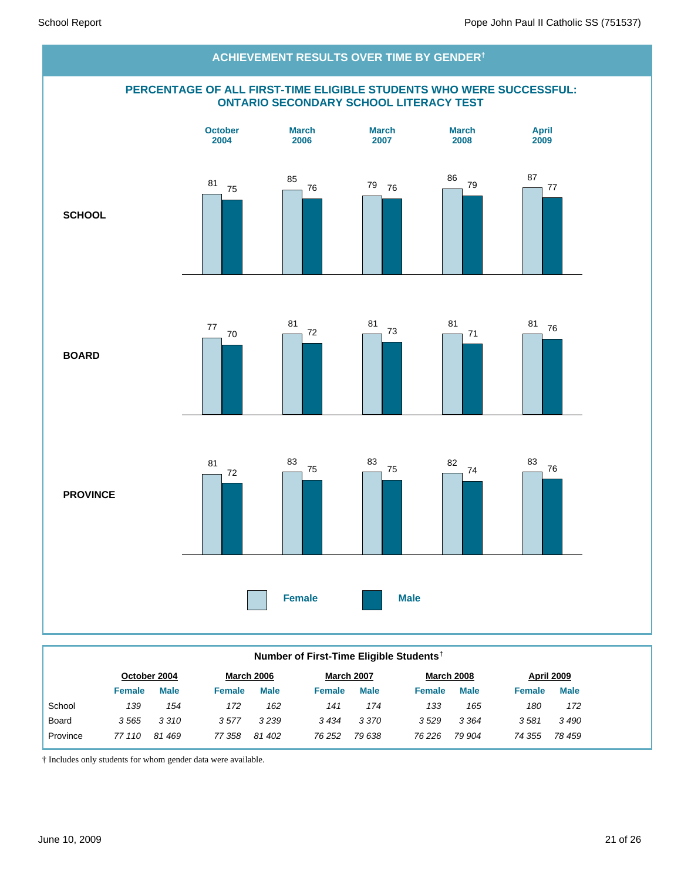## ACHIEVEMENT RESULTS OVER TIME BY GENDER†

### PERCENTAGE OF ALL FIRST-TIME ELIGIBLE STUDENTS WHO WERE SUCCESSFUL: ONTARIO SECONDARY SCHOOL LITERACY TEST

| | October 2004 | | March 2006 | | March 2007 | | March 2008 | | April 2009 | |
|---|---|---|---|---|---|---|---|---|---|---|
| | Female | Male | Female | Male | Female | Male | Female | Male | Female | Male |
| **SCHOOL** | 81 | 75 | 85 | 76 | 79 | 76 | 86 | 79 | 87 | 77 |
| **BOARD** | 77 | 70 | 81 | 72 | 81 | 73 | 81 | 71 | 81 | 76 |
| **PROVINCE** | 81 | 72 | 83 | 75 | 83 | 75 | 82 | 74 | 83 | 76 |

### Number of First-Time Eligible Students†

| | October 2004 | | March 2006 | | March 2007 | | March 2008 | | April 2009 | |
|---|---|---|---|---|---|---|---|---|---|---|
| | Female | Male | Female | Male | Female | Male | Female | Male | Female | Male |
| School | *139* | *154* | *172* | *162* | *141* | *174* | *133* | *165* | *180* | *172* |
| Board | *3 565* | *3 310* | *3 577* | *3 239* | *3 434* | *3 370* | *3 529* | *3 364* | *3 581* | *3 490* |
| Province | *77 110* | *81 469* | *77 358* | *81 402* | *76 252* | *79 638* | *76 226* | *79 904* | *74 355* | *78 459* |

† Includes only students for whom gender data were available.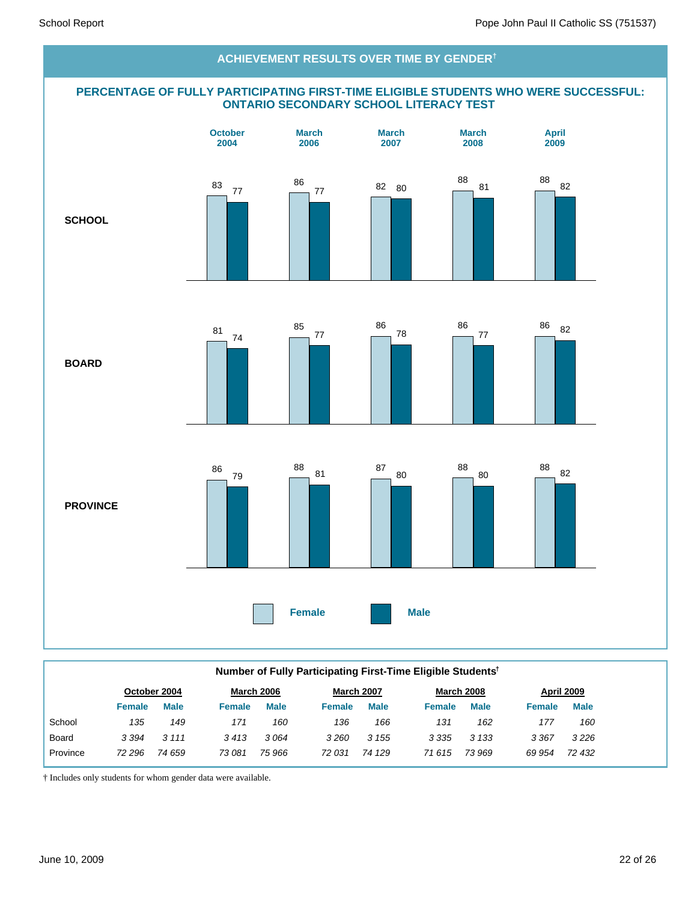## ACHIEVEMENT RESULTS OVER TIME BY GENDER†

### PERCENTAGE OF FULLY PARTICIPATING FIRST-TIME ELIGIBLE STUDENTS WHO WERE SUCCESSFUL: ONTARIO SECONDARY SCHOOL LITERACY TEST

| | October 2004 | | March 2006 | | March 2007 | | March 2008 | | April 2009 | |
|---|---|---|---|---|---|---|---|---|---|---|
| | Female | Male | Female | Male | Female | Male | Female | Male | Female | Male |
| **SCHOOL** | 83 | 77 | 86 | 77 | 82 | 80 | 88 | 81 | 88 | 82 |
| **BOARD** | 81 | 74 | 85 | 77 | 86 | 78 | 86 | 77 | 86 | 82 |
| **PROVINCE** | 86 | 79 | 88 | 81 | 87 | 80 | 88 | 80 | 88 | 82 |

### Number of Fully Participating First-Time Eligible Students†

| | October 2004 | | March 2006 | | March 2007 | | March 2008 | | April 2009 | |
|---|---|---|---|---|---|---|---|---|---|---|
| | Female | Male | Female | Male | Female | Male | Female | Male | Female | Male |
| School | *135* | *149* | *171* | *160* | *136* | *166* | *131* | *162* | *177* | *160* |
| Board | *3 394* | *3 111* | *3 413* | *3 064* | *3 260* | *3 155* | *3 335* | *3 133* | *3 367* | *3 226* |
| Province | *72 296* | *74 659* | *73 081* | *75 966* | *72 031* | *74 129* | *71 615* | *73 969* | *69 954* | *72 432* |

† Includes only students for whom gender data were available.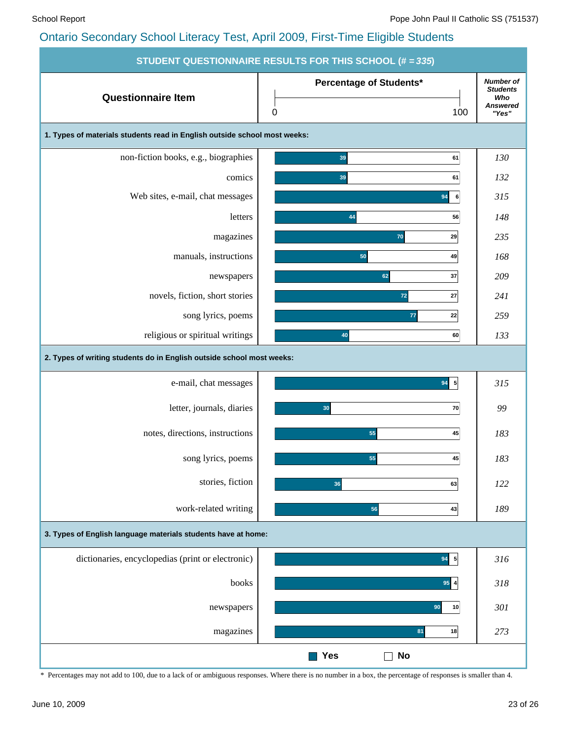## Ontario Secondary School Literacy Test, April 2009, First-Time Eligible Students

**STUDENT QUESTIONNAIRE RESULTS FOR THIS SCHOOL (# = 335)**

| Questionnaire Item | Percentage of Students* Yes | Percentage of Students* No | Number of Students Who Answered "Yes" |
|---|---|---|---|
| **1. Types of materials students read in English outside school most weeks:** | | | |
| non-fiction books, e.g., biographies | 39 | 61 | 130 |
| comics | 39 | 61 | 132 |
| Web sites, e-mail, chat messages | 94 | 6 | 315 |
| letters | 44 | 56 | 148 |
| magazines | 70 | 29 | 235 |
| manuals, instructions | 50 | 49 | 168 |
| newspapers | 62 | 37 | 209 |
| novels, fiction, short stories | 72 | 27 | 241 |
| song lyrics, poems | 77 | 22 | 259 |
| religious or spiritual writings | 40 | 60 | 133 |
| **2. Types of writing students do in English outside school most weeks:** | | | |
| e-mail, chat messages | 94 | 5 | 315 |
| letter, journals, diaries | 30 | 70 | 99 |
| notes, directions, instructions | 55 | 45 | 183 |
| song lyrics, poems | 55 | 45 | 183 |
| stories, fiction | 36 | 63 | 122 |
| work-related writing | 56 | 43 | 189 |
| **3. Types of English language materials students have at home:** | | | |
| dictionaries, encyclopedias (print or electronic) | 94 | 5 | 316 |
| books | 95 | 4 | 318 |
| newspapers | 90 | 10 | 301 |
| magazines | 81 | 18 | 273 |

\* Percentages may not add to 100, due to a lack of or ambiguous responses. Where there is no number in a box, the percentage of responses is smaller than 4.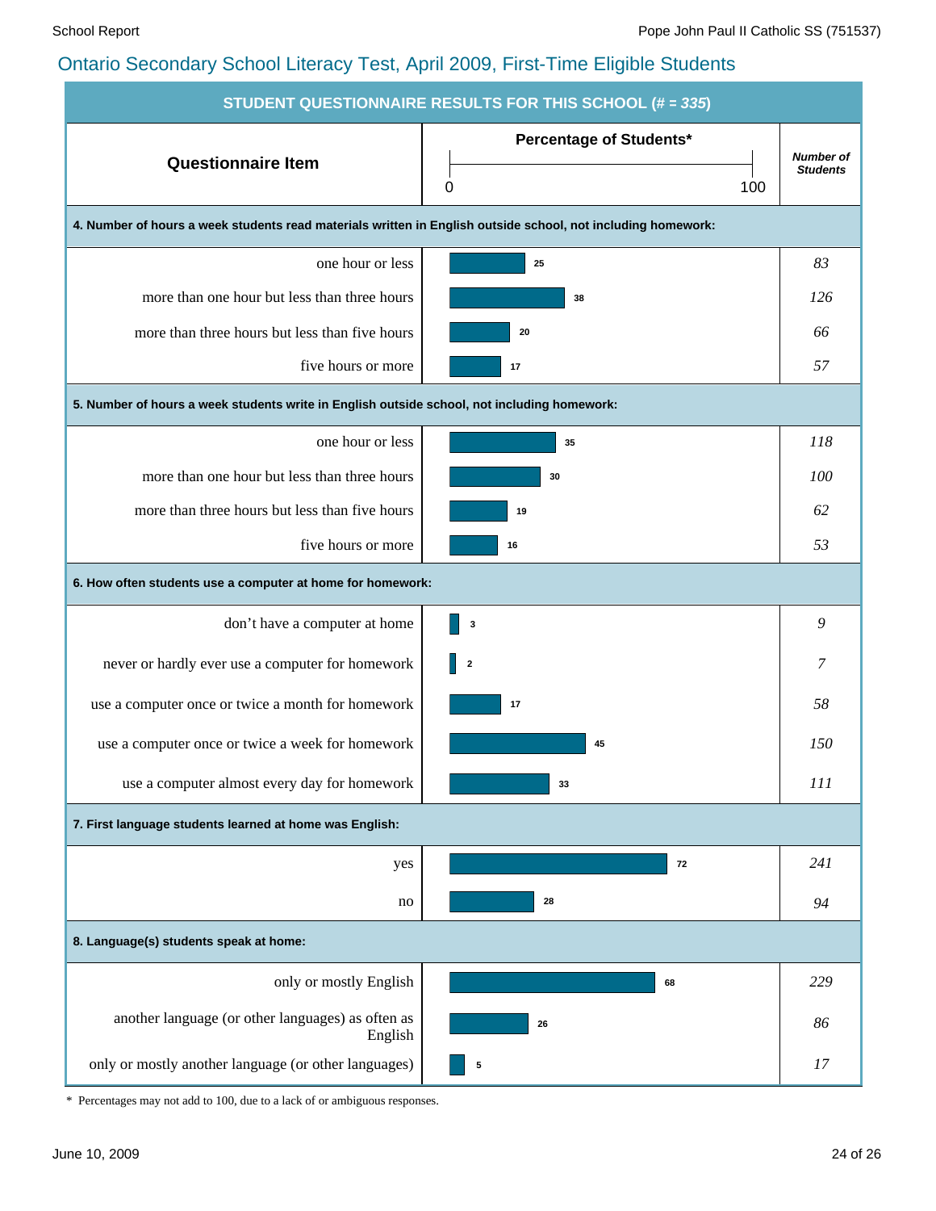## Ontario Secondary School Literacy Test, April 2009, First-Time Eligible Students

**STUDENT QUESTIONNAIRE RESULTS FOR THIS SCHOOL (# = 335)**

| Questionnaire Item | Percentage of Students* | Number of Students |
|---|---|---|
| **4. Number of hours a week students read materials written in English outside school, not including homework:** | | |
| one hour or less | 25 | 83 |
| more than one hour but less than three hours | 38 | 126 |
| more than three hours but less than five hours | 20 | 66 |
| five hours or more | 17 | 57 |
| **5. Number of hours a week students write in English outside school, not including homework:** | | |
| one hour or less | 35 | 118 |
| more than one hour but less than three hours | 30 | 100 |
| more than three hours but less than five hours | 19 | 62 |
| five hours or more | 16 | 53 |
| **6. How often students use a computer at home for homework:** | | |
| don't have a computer at home | 3 | 9 |
| never or hardly ever use a computer for homework | 2 | 7 |
| use a computer once or twice a month for homework | 17 | 58 |
| use a computer once or twice a week for homework | 45 | 150 |
| use a computer almost every day for homework | 33 | 111 |
| **7. First language students learned at home was English:** | | |
| yes | 72 | 241 |
| no | 28 | 94 |
| **8. Language(s) students speak at home:** | | |
| only or mostly English | 68 | 229 |
| another language (or other languages) as often as English | 26 | 86 |
| only or mostly another language (or other languages) | 5 | 17 |

\* Percentages may not add to 100, due to a lack of or ambiguous responses.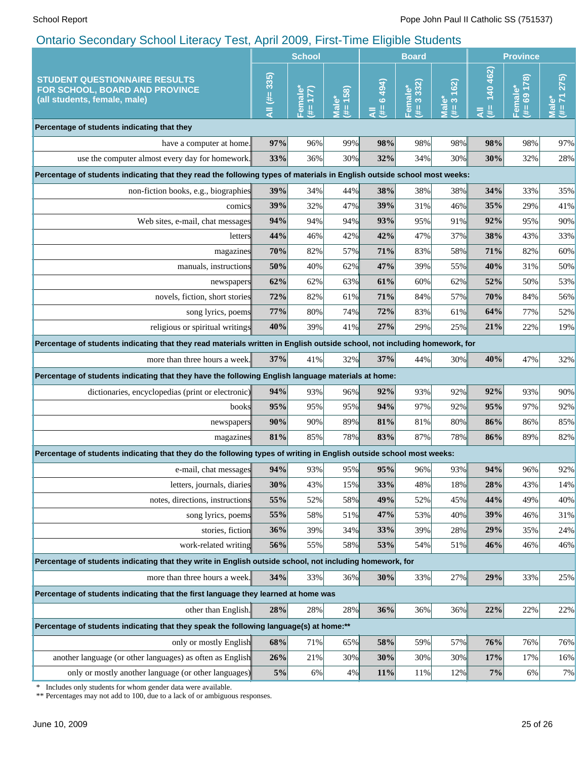## Ontario Secondary School Literacy Test, April 2009, First-Time Eligible Students

| STUDENT QUESTIONNAIRE RESULTS FOR SCHOOL, BOARD AND PROVINCE (all students, female, male) | School | | | Board | | | Province | | |
|---|---|---|---|---|---|---|---|---|---|
| | All (#= 335) | Female* (#= 177) | Male* (#= 158) | All (#= 6 494) | Female* (#= 3 332) | Male* (#= 3 162) | All (#= 140 462) | Female* (#= 69 178) | Male* (#= 71 275) |
| **Percentage of students indicating that they** | | | | | | | | | |
| have a computer at home. | **97%** | 96% | 99% | **98%** | 98% | 98% | **98%** | 98% | 97% |
| use the computer almost every day for homework. | **33%** | 36% | 30% | **32%** | 34% | 30% | **30%** | 32% | 28% |
| **Percentage of students indicating that they read the following types of materials in English outside school most weeks:** | | | | | | | | | |
| non-fiction books, e.g., biographies | **39%** | 34% | 44% | **38%** | 38% | 38% | **34%** | 33% | 35% |
| comics | **39%** | 32% | 47% | **39%** | 31% | 46% | **35%** | 29% | 41% |
| Web sites, e-mail, chat messages | **94%** | 94% | 94% | **93%** | 95% | 91% | **92%** | 95% | 90% |
| letters | **44%** | 46% | 42% | **42%** | 47% | 37% | **38%** | 43% | 33% |
| magazines | **70%** | 82% | 57% | **71%** | 83% | 58% | **71%** | 82% | 60% |
| manuals, instructions | **50%** | 40% | 62% | **47%** | 39% | 55% | **40%** | 31% | 50% |
| newspapers | **62%** | 62% | 63% | **61%** | 60% | 62% | **52%** | 50% | 53% |
| novels, fiction, short stories | **72%** | 82% | 61% | **71%** | 84% | 57% | **70%** | 84% | 56% |
| song lyrics, poems | **77%** | 80% | 74% | **72%** | 83% | 61% | **64%** | 77% | 52% |
| religious or spiritual writings | **40%** | 39% | 41% | **27%** | 29% | 25% | **21%** | 22% | 19% |
| **Percentage of students indicating that they read materials written in English outside school, not including homework, for** | | | | | | | | | |
| more than three hours a week. | **37%** | 41% | 32% | **37%** | 44% | 30% | **40%** | 47% | 32% |
| **Percentage of students indicating that they have the following English language materials at home:** | | | | | | | | | |
| dictionaries, encyclopedias (print or electronic) | **94%** | 93% | 96% | **92%** | 93% | 92% | **92%** | 93% | 90% |
| books | **95%** | 95% | 95% | **94%** | 97% | 92% | **95%** | 97% | 92% |
| newspapers | **90%** | 90% | 89% | **81%** | 81% | 80% | **86%** | 86% | 85% |
| magazines | **81%** | 85% | 78% | **83%** | 87% | 78% | **86%** | 89% | 82% |
| **Percentage of students indicating that they do the following types of writing in English outside school most weeks:** | | | | | | | | | |
| e-mail, chat messages | **94%** | 93% | 95% | **95%** | 96% | 93% | **94%** | 96% | 92% |
| letters, journals, diaries | **30%** | 43% | 15% | **33%** | 48% | 18% | **28%** | 43% | 14% |
| notes, directions, instructions | **55%** | 52% | 58% | **49%** | 52% | 45% | **44%** | 49% | 40% |
| song lyrics, poems | **55%** | 58% | 51% | **47%** | 53% | 40% | **39%** | 46% | 31% |
| stories, fiction | **36%** | 39% | 34% | **33%** | 39% | 28% | **29%** | 35% | 24% |
| work-related writing | **56%** | 55% | 58% | **53%** | 54% | 51% | **46%** | 46% | 46% |
| **Percentage of students indicating that they write in English outside school, not including homework, for** | | | | | | | | | |
| more than three hours a week. | **34%** | 33% | 36% | **30%** | 33% | 27% | **29%** | 33% | 25% |
| **Percentage of students indicating that the first language they learned at home was** | | | | | | | | | |
| other than English. | **28%** | 28% | 28% | **36%** | 36% | 36% | **22%** | 22% | 22% |
| **Percentage of students indicating that they speak the following language(s) at home:**** | | | | | | | | | |
| only or mostly English | **68%** | 71% | 65% | **58%** | 59% | 57% | **76%** | 76% | 76% |
| another language (or other languages) as often as English | **26%** | 21% | 30% | **30%** | 30% | 30% | **17%** | 17% | 16% |
| only or mostly another language (or other languages) | **5%** | 6% | 4% | **11%** | 11% | 12% | **7%** | 6% | 7% |

\* Includes only students for whom gender data were available.

** Percentages may not add to 100, due to a lack of or ambiguous responses.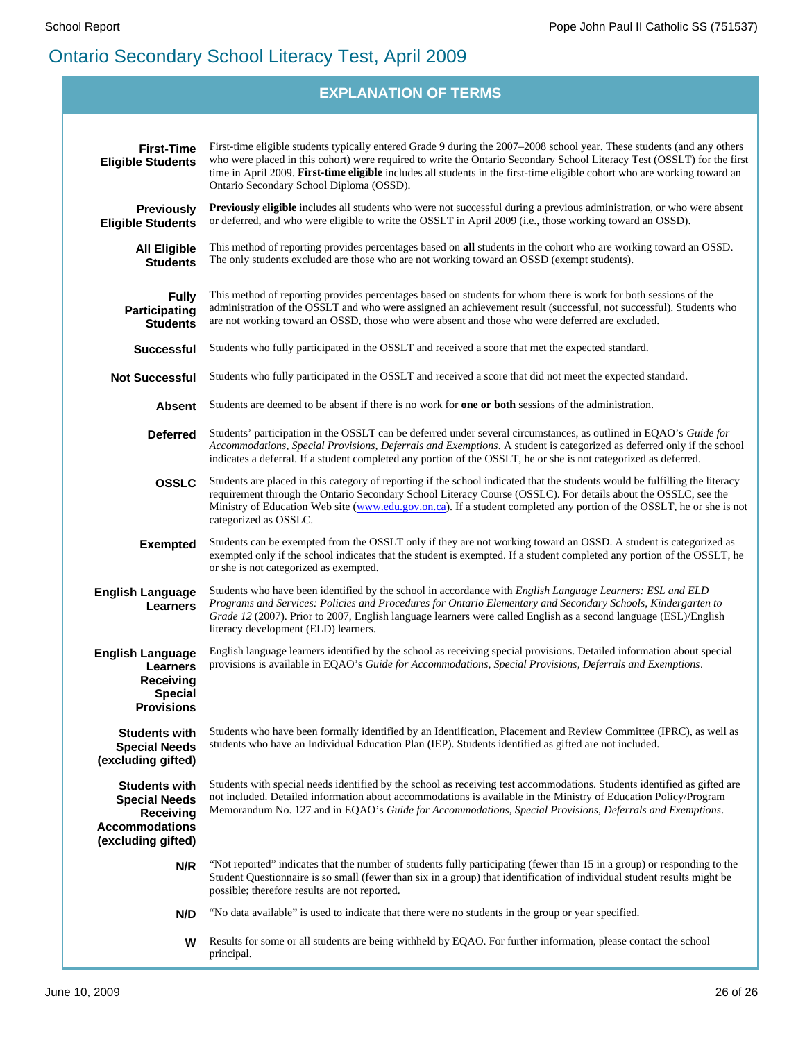# Ontario Secondary School Literacy Test, April 2009

## EXPLANATION OF TERMS

**First-Time Eligible Students**
First-time eligible students typically entered Grade 9 during the 2007–2008 school year. These students (and any others who were placed in this cohort) were required to write the Ontario Secondary School Literacy Test (OSSLT) for the first time in April 2009. **First-time eligible** includes all students in the first-time eligible cohort who are working toward an Ontario Secondary School Diploma (OSSD).

**Previously Eligible Students**
**Previously eligible** includes all students who were not successful during a previous administration, or who were absent or deferred, and who were eligible to write the OSSLT in April 2009 (i.e., those working toward an OSSD).

**All Eligible Students**
This method of reporting provides percentages based on **all** students in the cohort who are working toward an OSSD. The only students excluded are those who are not working toward an OSSD (exempt students).

**Fully Participating Students**
This method of reporting provides percentages based on students for whom there is work for both sessions of the administration of the OSSLT and who were assigned an achievement result (successful, not successful). Students who are not working toward an OSSD, those who were absent and those who were deferred are excluded.

**Successful**
Students who fully participated in the OSSLT and received a score that met the expected standard.

**Not Successful**
Students who fully participated in the OSSLT and received a score that did not meet the expected standard.

**Absent**
Students are deemed to be absent if there is no work for **one or both** sessions of the administration.

**Deferred**
Students' participation in the OSSLT can be deferred under several circumstances, as outlined in EQAO's *Guide for Accommodations, Special Provisions, Deferrals and Exemptions*. A student is categorized as deferred only if the school indicates a deferral. If a student completed any portion of the OSSLT, he or she is not categorized as deferred.

**OSSLC**
Students are placed in this category of reporting if the school indicated that the students would be fulfilling the literacy requirement through the Ontario Secondary School Literacy Course (OSSLC). For details about the OSSLC, see the Ministry of Education Web site (www.edu.gov.on.ca). If a student completed any portion of the OSSLT, he or she is not categorized as OSSLC.

**Exempted**
Students can be exempted from the OSSLT only if they are not working toward an OSSD. A student is categorized as exempted only if the school indicates that the student is exempted. If a student completed any portion of the OSSLT, he or she is not categorized as exempted.

**English Language Learners**
Students who have been identified by the school in accordance with *English Language Learners: ESL and ELD Programs and Services: Policies and Procedures for Ontario Elementary and Secondary Schools, Kindergarten to Grade 12* (2007). Prior to 2007, English language learners were called English as a second language (ESL)/English literacy development (ELD) learners.

**English Language Learners Receiving Special Provisions**
English language learners identified by the school as receiving special provisions. Detailed information about special provisions is available in EQAO's *Guide for Accommodations, Special Provisions, Deferrals and Exemptions*.

**Students with Special Needs (excluding gifted)**
Students who have been formally identified by an Identification, Placement and Review Committee (IPRC), as well as students who have an Individual Education Plan (IEP). Students identified as gifted are not included.

**Students with Special Needs Receiving Accommodations (excluding gifted)**
Students with special needs identified by the school as receiving test accommodations. Students identified as gifted are not included. Detailed information about accommodations is available in the Ministry of Education Policy/Program Memorandum No. 127 and in EQAO's *Guide for Accommodations, Special Provisions, Deferrals and Exemptions*.

**N/R**
"Not reported" indicates that the number of students fully participating (fewer than 15 in a group) or responding to the Student Questionnaire is so small (fewer than six in a group) that identification of individual student results might be possible; therefore results are not reported.

**N/D**
"No data available" is used to indicate that there were no students in the group or year specified.

**W**
Results for some or all students are being withheld by EQAO. For further information, please contact the school principal.